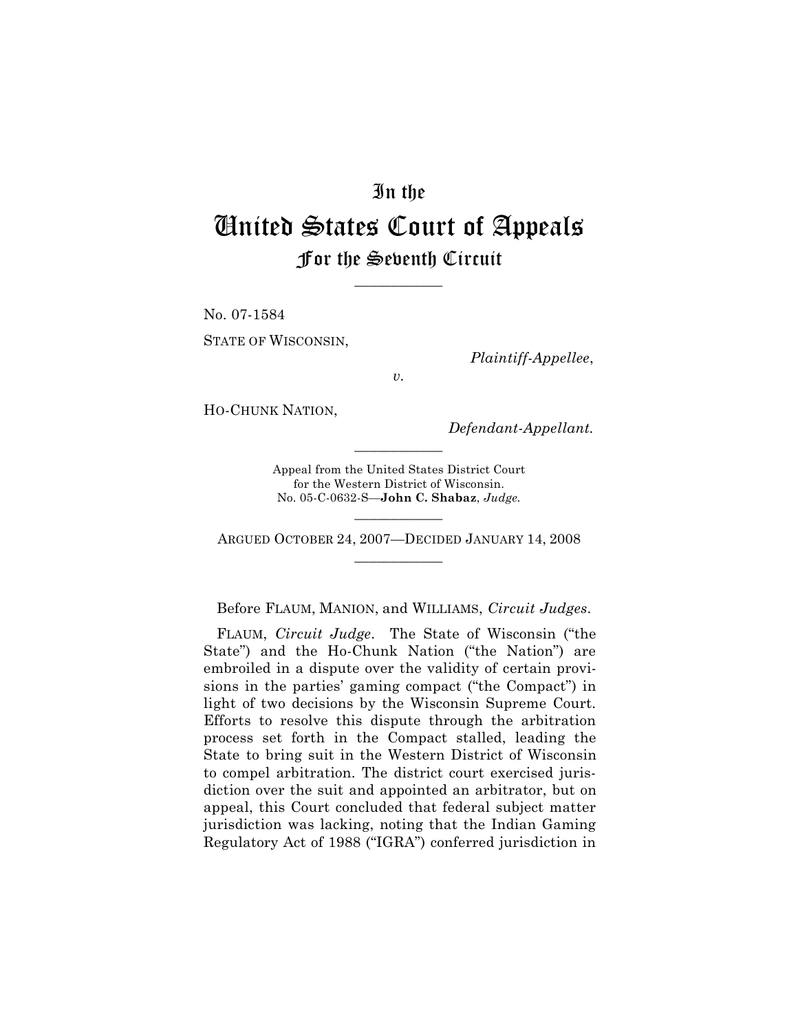# In the

# United States Court of Appeals

## For the Seventh Circuit

---

No. 07-1584

STATE OF WISCONSIN,

*Plaintiff-Appellee*,

*v.*

HO-CHUNK NATION,

*Defendant-Appellant.*

---

Appeal from the United States District Court for the Western District of Wisconsin.
No. 05-C-0632-S—**John C. Shabaz**, *Judge.*

---

ARGUED OCTOBER 24, 2007—DECIDED JANUARY 14, 2008

---

Before FLAUM, MANION, and WILLIAMS, *Circuit Judges*.

FLAUM, *Circuit Judge*. The State of Wisconsin ("the State") and the Ho-Chunk Nation ("the Nation") are embroiled in a dispute over the validity of certain provisions in the parties' gaming compact ("the Compact") in light of two decisions by the Wisconsin Supreme Court. Efforts to resolve this dispute through the arbitration process set forth in the Compact stalled, leading the State to bring suit in the Western District of Wisconsin to compel arbitration. The district court exercised jurisdiction over the suit and appointed an arbitrator, but on appeal, this Court concluded that federal subject matter jurisdiction was lacking, noting that the Indian Gaming Regulatory Act of 1988 ("IGRA") conferred jurisdiction in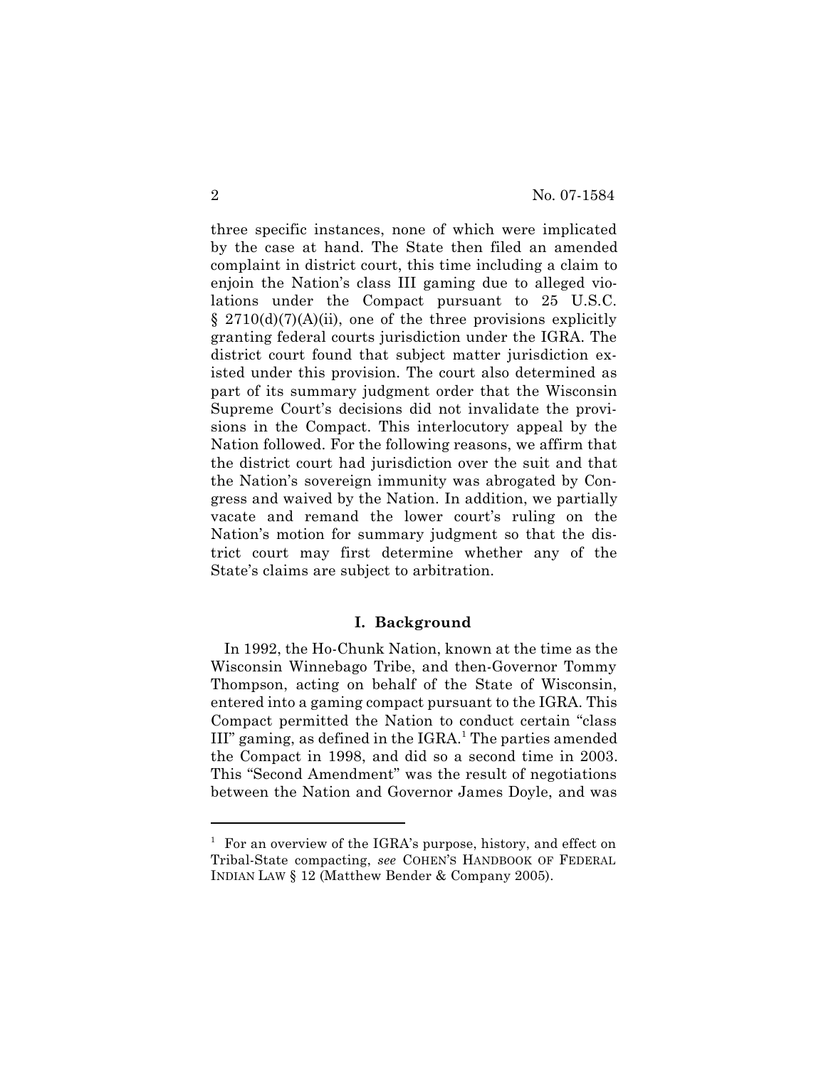three specific instances, none of which were implicated by the case at hand. The State then filed an amended complaint in district court, this time including a claim to enjoin the Nation's class III gaming due to alleged violations under the Compact pursuant to 25 U.S.C. § 2710(d)(7)(A)(ii), one of the three provisions explicitly granting federal courts jurisdiction under the IGRA. The district court found that subject matter jurisdiction existed under this provision. The court also determined as part of its summary judgment order that the Wisconsin Supreme Court's decisions did not invalidate the provisions in the Compact. This interlocutory appeal by the Nation followed. For the following reasons, we affirm that the district court had jurisdiction over the suit and that the Nation's sovereign immunity was abrogated by Congress and waived by the Nation. In addition, we partially vacate and remand the lower court's ruling on the Nation's motion for summary judgment so that the district court may first determine whether any of the State's claims are subject to arbitration.

## I. Background

In 1992, the Ho-Chunk Nation, known at the time as the Wisconsin Winnebago Tribe, and then-Governor Tommy Thompson, acting on behalf of the State of Wisconsin, entered into a gaming compact pursuant to the IGRA. This Compact permitted the Nation to conduct certain "class III" gaming, as defined in the IGRA.[1] The parties amended the Compact in 1998, and did so a second time in 2003. This "Second Amendment" was the result of negotiations between the Nation and Governor James Doyle, and was

[1] For an overview of the IGRA's purpose, history, and effect on Tribal-State compacting, *see* COHEN'S HANDBOOK OF FEDERAL INDIAN LAW § 12 (Matthew Bender & Company 2005).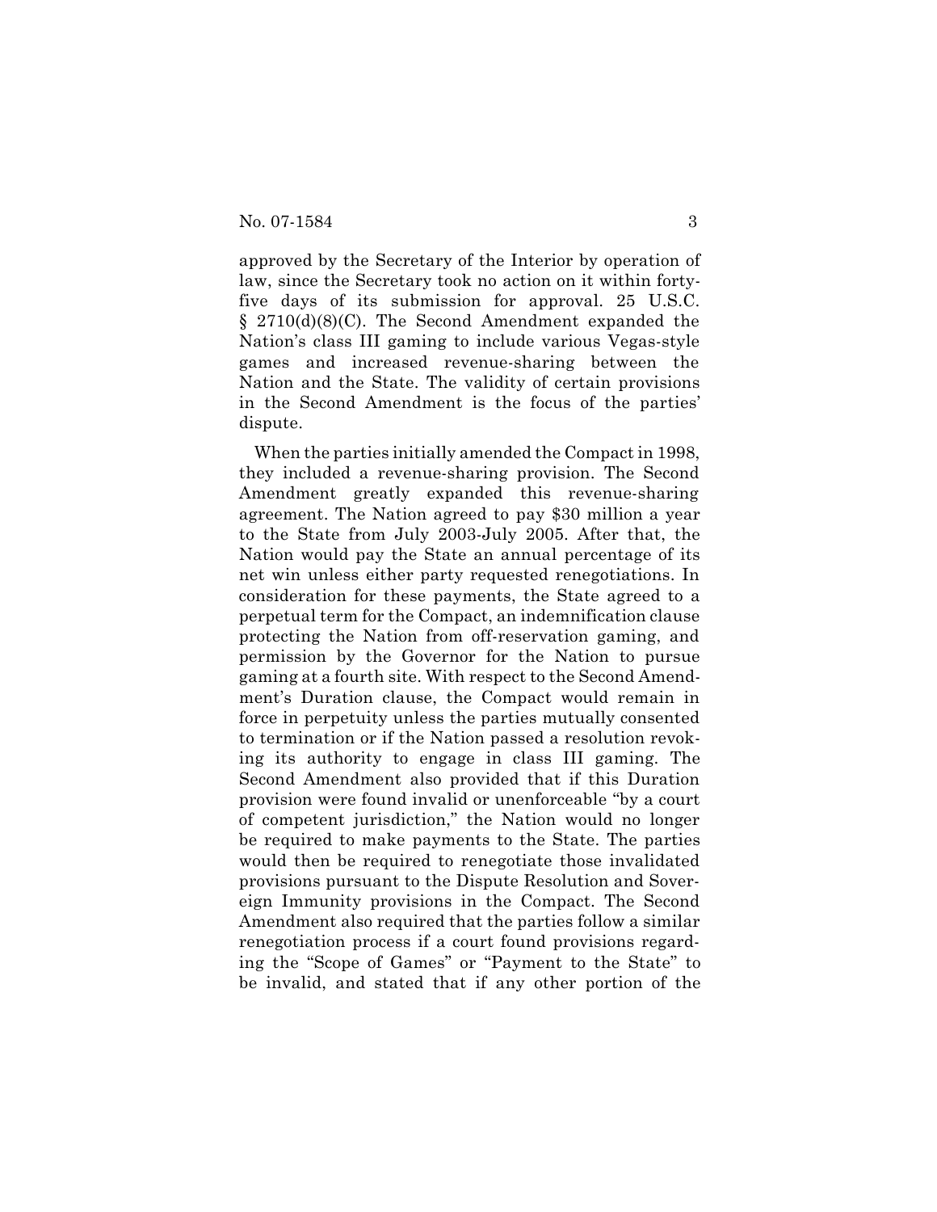approved by the Secretary of the Interior by operation of law, since the Secretary took no action on it within forty-five days of its submission for approval. 25 U.S.C. § 2710(d)(8)(C). The Second Amendment expanded the Nation's class III gaming to include various Vegas-style games and increased revenue-sharing between the Nation and the State. The validity of certain provisions in the Second Amendment is the focus of the parties' dispute.

When the parties initially amended the Compact in 1998, they included a revenue-sharing provision. The Second Amendment greatly expanded this revenue-sharing agreement. The Nation agreed to pay $30 million a year to the State from July 2003-July 2005. After that, the Nation would pay the State an annual percentage of its net win unless either party requested renegotiations. In consideration for these payments, the State agreed to a perpetual term for the Compact, an indemnification clause protecting the Nation from off-reservation gaming, and permission by the Governor for the Nation to pursue gaming at a fourth site. With respect to the Second Amendment's Duration clause, the Compact would remain in force in perpetuity unless the parties mutually consented to termination or if the Nation passed a resolution revoking its authority to engage in class III gaming. The Second Amendment also provided that if this Duration provision were found invalid or unenforceable "by a court of competent jurisdiction," the Nation would no longer be required to make payments to the State. The parties would then be required to renegotiate those invalidated provisions pursuant to the Dispute Resolution and Sovereign Immunity provisions in the Compact. The Second Amendment also required that the parties follow a similar renegotiation process if a court found provisions regarding the "Scope of Games" or "Payment to the State" to be invalid, and stated that if any other portion of the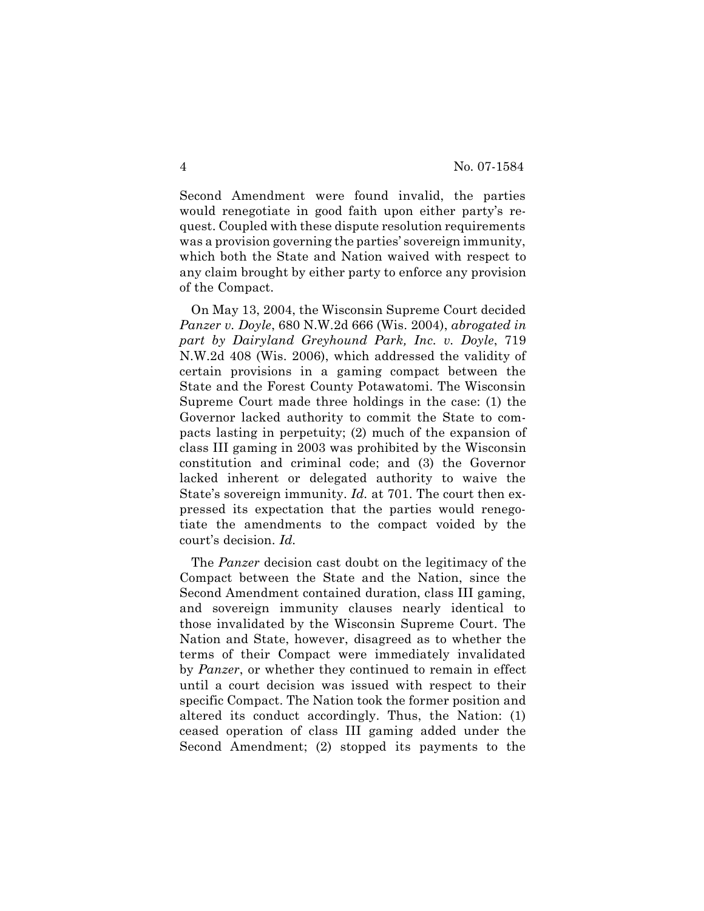Second Amendment were found invalid, the parties would renegotiate in good faith upon either party's request. Coupled with these dispute resolution requirements was a provision governing the parties' sovereign immunity, which both the State and Nation waived with respect to any claim brought by either party to enforce any provision of the Compact.

On May 13, 2004, the Wisconsin Supreme Court decided *Panzer v. Doyle*, 680 N.W.2d 666 (Wis. 2004), *abrogated in part by Dairyland Greyhound Park, Inc. v. Doyle*, 719 N.W.2d 408 (Wis. 2006), which addressed the validity of certain provisions in a gaming compact between the State and the Forest County Potawatomi. The Wisconsin Supreme Court made three holdings in the case: (1) the Governor lacked authority to commit the State to compacts lasting in perpetuity; (2) much of the expansion of class III gaming in 2003 was prohibited by the Wisconsin constitution and criminal code; and (3) the Governor lacked inherent or delegated authority to waive the State's sovereign immunity. *Id.* at 701. The court then expressed its expectation that the parties would renegotiate the amendments to the compact voided by the court's decision. *Id.*

The *Panzer* decision cast doubt on the legitimacy of the Compact between the State and the Nation, since the Second Amendment contained duration, class III gaming, and sovereign immunity clauses nearly identical to those invalidated by the Wisconsin Supreme Court. The Nation and State, however, disagreed as to whether the terms of their Compact were immediately invalidated by *Panzer*, or whether they continued to remain in effect until a court decision was issued with respect to their specific Compact. The Nation took the former position and altered its conduct accordingly. Thus, the Nation: (1) ceased operation of class III gaming added under the Second Amendment; (2) stopped its payments to the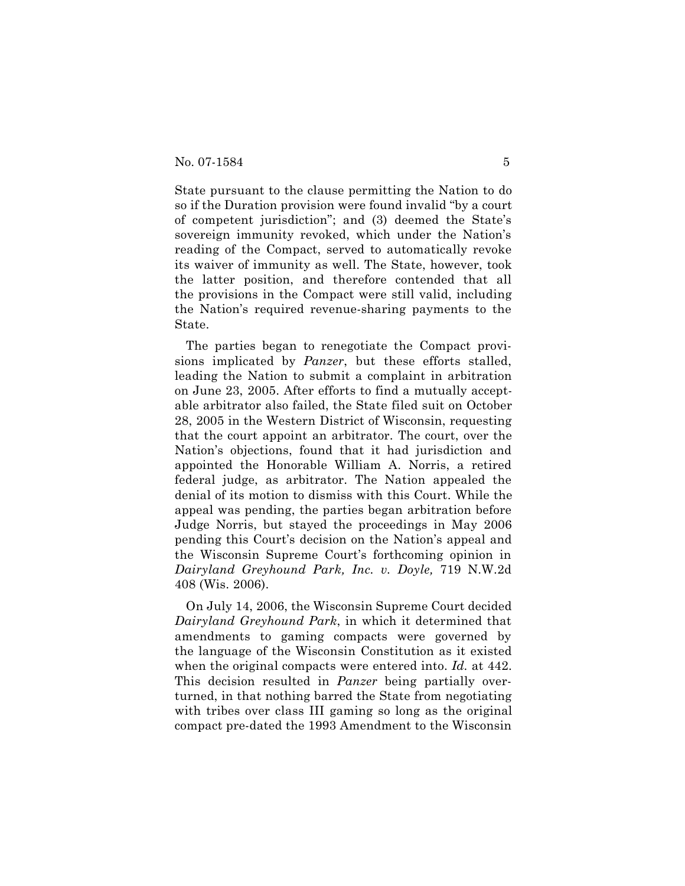State pursuant to the clause permitting the Nation to do so if the Duration provision were found invalid "by a court of competent jurisdiction"; and (3) deemed the State's sovereign immunity revoked, which under the Nation's reading of the Compact, served to automatically revoke its waiver of immunity as well. The State, however, took the latter position, and therefore contended that all the provisions in the Compact were still valid, including the Nation's required revenue-sharing payments to the State.

The parties began to renegotiate the Compact provisions implicated by *Panzer*, but these efforts stalled, leading the Nation to submit a complaint in arbitration on June 23, 2005. After efforts to find a mutually acceptable arbitrator also failed, the State filed suit on October 28, 2005 in the Western District of Wisconsin, requesting that the court appoint an arbitrator. The court, over the Nation's objections, found that it had jurisdiction and appointed the Honorable William A. Norris, a retired federal judge, as arbitrator. The Nation appealed the denial of its motion to dismiss with this Court. While the appeal was pending, the parties began arbitration before Judge Norris, but stayed the proceedings in May 2006 pending this Court's decision on the Nation's appeal and the Wisconsin Supreme Court's forthcoming opinion in *Dairyland Greyhound Park, Inc. v. Doyle,* 719 N.W.2d 408 (Wis. 2006).

On July 14, 2006, the Wisconsin Supreme Court decided *Dairyland Greyhound Park*, in which it determined that amendments to gaming compacts were governed by the language of the Wisconsin Constitution as it existed when the original compacts were entered into. *Id.* at 442. This decision resulted in *Panzer* being partially overturned, in that nothing barred the State from negotiating with tribes over class III gaming so long as the original compact pre-dated the 1993 Amendment to the Wisconsin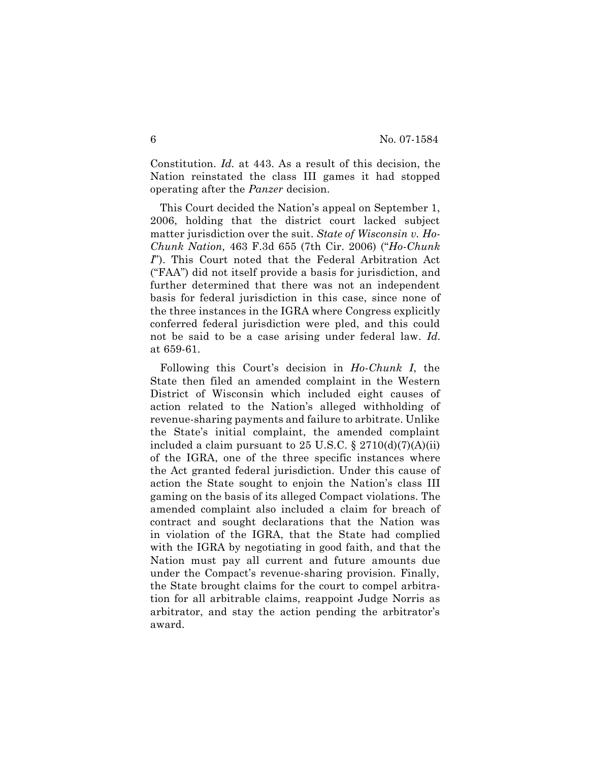Constitution. *Id.* at 443. As a result of this decision, the Nation reinstated the class III games it had stopped operating after the *Panzer* decision.

This Court decided the Nation's appeal on September 1, 2006, holding that the district court lacked subject matter jurisdiction over the suit. *State of Wisconsin v. Ho-Chunk Nation,* 463 F.3d 655 (7th Cir. 2006) ("*Ho-Chunk I*"). This Court noted that the Federal Arbitration Act ("FAA") did not itself provide a basis for jurisdiction, and further determined that there was not an independent basis for federal jurisdiction in this case, since none of the three instances in the IGRA where Congress explicitly conferred federal jurisdiction were pled, and this could not be said to be a case arising under federal law. *Id.* at 659-61.

Following this Court's decision in *Ho-Chunk I*, the State then filed an amended complaint in the Western District of Wisconsin which included eight causes of action related to the Nation's alleged withholding of revenue-sharing payments and failure to arbitrate. Unlike the State's initial complaint, the amended complaint included a claim pursuant to 25 U.S.C. § 2710(d)(7)(A)(ii) of the IGRA, one of the three specific instances where the Act granted federal jurisdiction. Under this cause of action the State sought to enjoin the Nation's class III gaming on the basis of its alleged Compact violations. The amended complaint also included a claim for breach of contract and sought declarations that the Nation was in violation of the IGRA, that the State had complied with the IGRA by negotiating in good faith, and that the Nation must pay all current and future amounts due under the Compact's revenue-sharing provision. Finally, the State brought claims for the court to compel arbitration for all arbitrable claims, reappoint Judge Norris as arbitrator, and stay the action pending the arbitrator's award.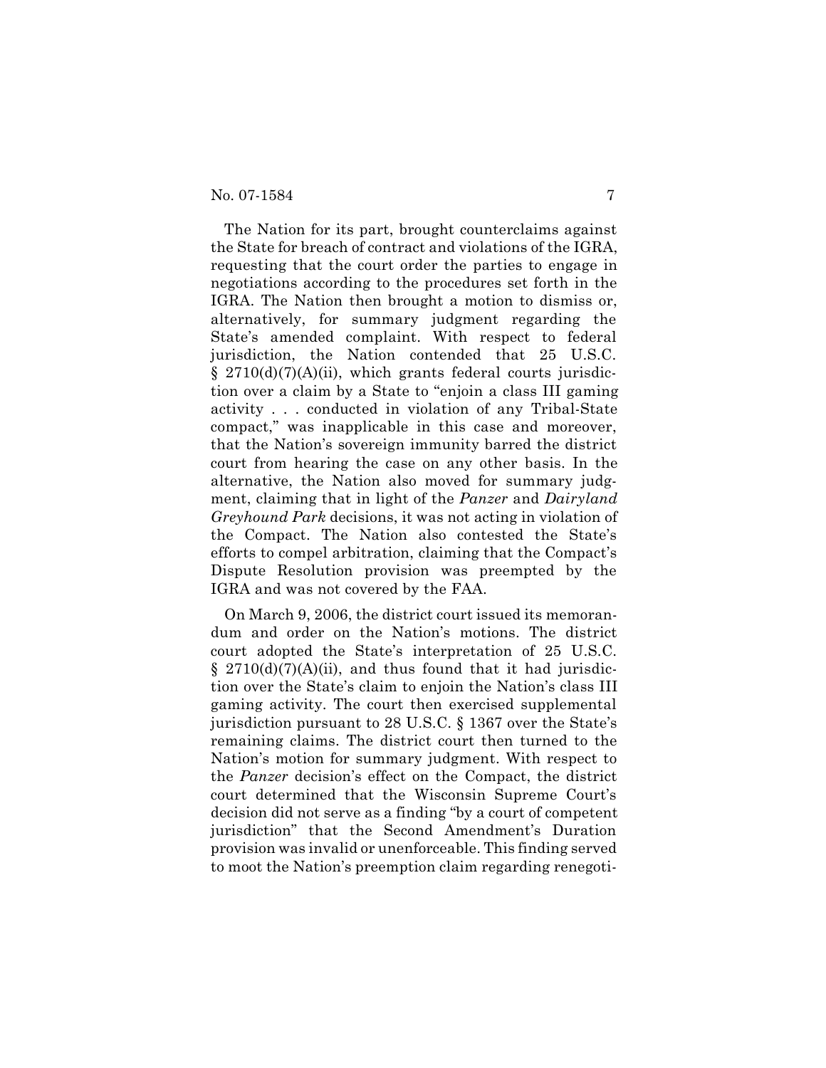The Nation for its part, brought counterclaims against the State for breach of contract and violations of the IGRA, requesting that the court order the parties to engage in negotiations according to the procedures set forth in the IGRA. The Nation then brought a motion to dismiss or, alternatively, for summary judgment regarding the State's amended complaint. With respect to federal jurisdiction, the Nation contended that 25 U.S.C. § 2710(d)(7)(A)(ii), which grants federal courts jurisdiction over a claim by a State to "enjoin a class III gaming activity . . . conducted in violation of any Tribal-State compact," was inapplicable in this case and moreover, that the Nation's sovereign immunity barred the district court from hearing the case on any other basis. In the alternative, the Nation also moved for summary judgment, claiming that in light of the *Panzer* and *Dairyland Greyhound Park* decisions, it was not acting in violation of the Compact. The Nation also contested the State's efforts to compel arbitration, claiming that the Compact's Dispute Resolution provision was preempted by the IGRA and was not covered by the FAA.

On March 9, 2006, the district court issued its memorandum and order on the Nation's motions. The district court adopted the State's interpretation of 25 U.S.C. § 2710(d)(7)(A)(ii), and thus found that it had jurisdiction over the State's claim to enjoin the Nation's class III gaming activity. The court then exercised supplemental jurisdiction pursuant to 28 U.S.C. § 1367 over the State's remaining claims. The district court then turned to the Nation's motion for summary judgment. With respect to the *Panzer* decision's effect on the Compact, the district court determined that the Wisconsin Supreme Court's decision did not serve as a finding "by a court of competent jurisdiction" that the Second Amendment's Duration provision was invalid or unenforceable. This finding served to moot the Nation's preemption claim regarding renegoti-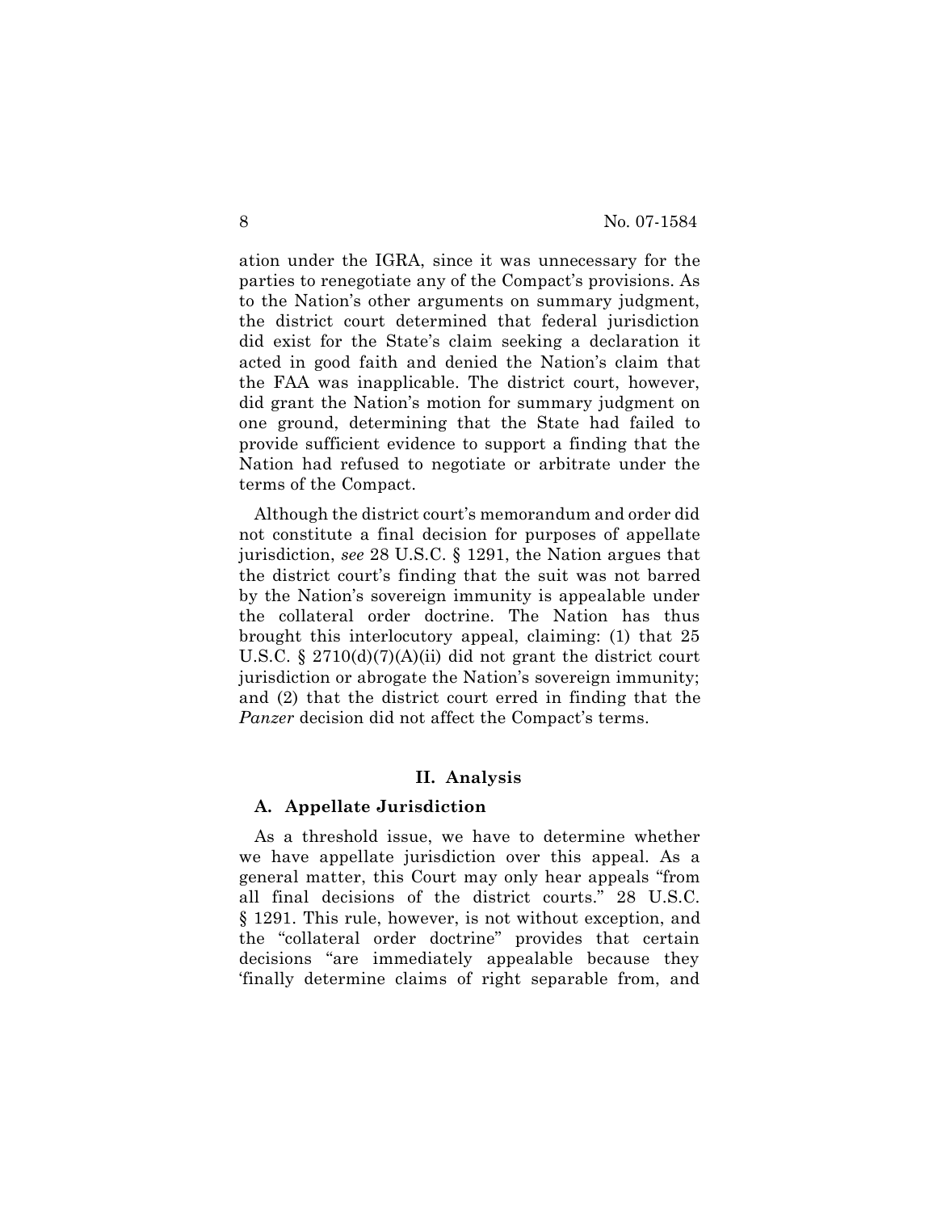ation under the IGRA, since it was unnecessary for the parties to renegotiate any of the Compact's provisions. As to the Nation's other arguments on summary judgment, the district court determined that federal jurisdiction did exist for the State's claim seeking a declaration it acted in good faith and denied the Nation's claim that the FAA was inapplicable. The district court, however, did grant the Nation's motion for summary judgment on one ground, determining that the State had failed to provide sufficient evidence to support a finding that the Nation had refused to negotiate or arbitrate under the terms of the Compact.

Although the district court's memorandum and order did not constitute a final decision for purposes of appellate jurisdiction, *see* 28 U.S.C. § 1291, the Nation argues that the district court's finding that the suit was not barred by the Nation's sovereign immunity is appealable under the collateral order doctrine. The Nation has thus brought this interlocutory appeal, claiming: (1) that 25 U.S.C. § 2710(d)(7)(A)(ii) did not grant the district court jurisdiction or abrogate the Nation's sovereign immunity; and (2) that the district court erred in finding that the *Panzer* decision did not affect the Compact's terms.

## II. Analysis

### A. Appellate Jurisdiction

As a threshold issue, we have to determine whether we have appellate jurisdiction over this appeal. As a general matter, this Court may only hear appeals "from all final decisions of the district courts." 28 U.S.C. § 1291. This rule, however, is not without exception, and the "collateral order doctrine" provides that certain decisions "are immediately appealable because they 'finally determine claims of right separable from, and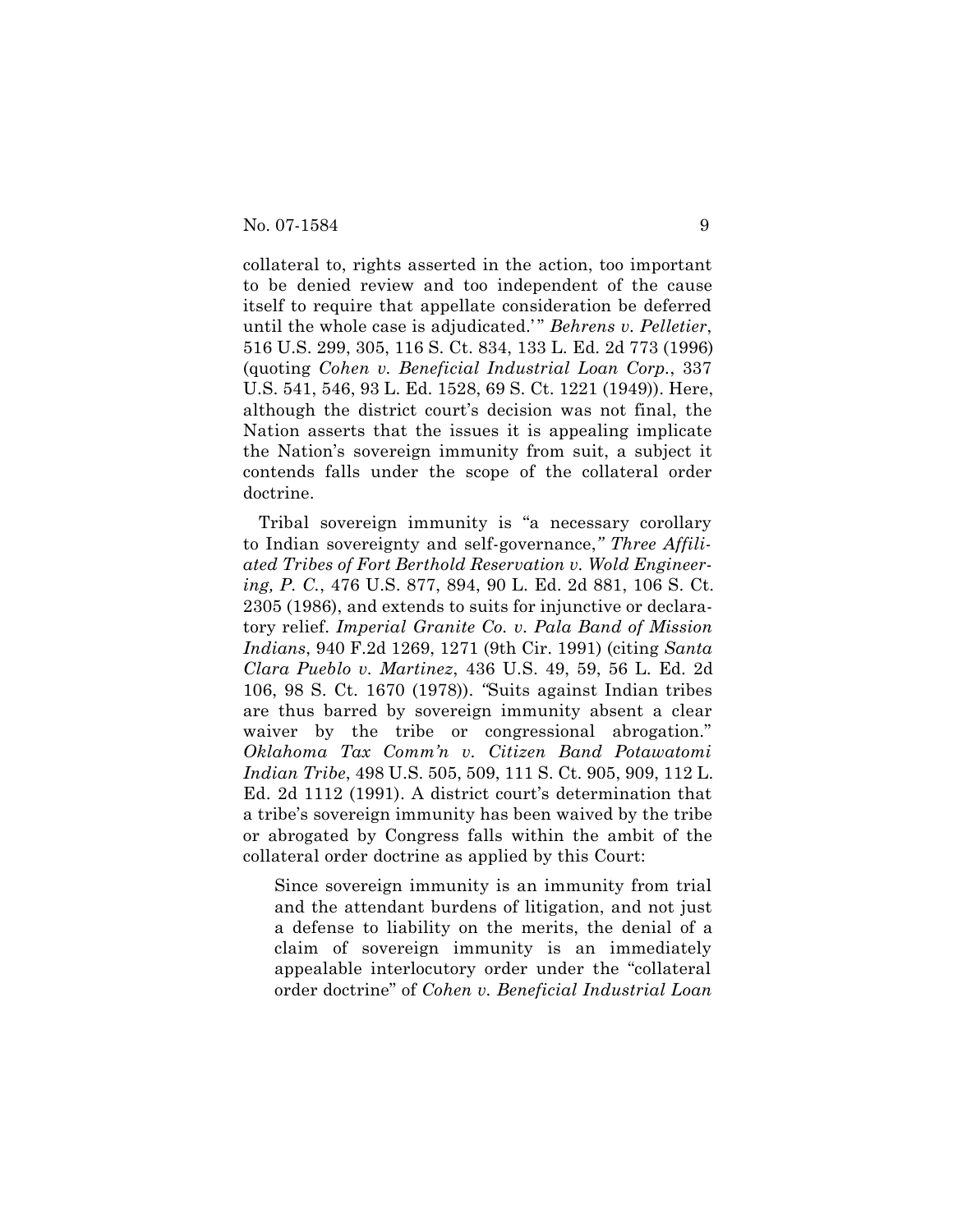collateral to, rights asserted in the action, too important to be denied review and too independent of the cause itself to require that appellate consideration be deferred until the whole case is adjudicated.'" *Behrens v. Pelletier*, 516 U.S. 299, 305, 116 S. Ct. 834, 133 L. Ed. 2d 773 (1996) (quoting *Cohen v. Beneficial Industrial Loan Corp.*, 337 U.S. 541, 546, 93 L. Ed. 1528, 69 S. Ct. 1221 (1949)). Here, although the district court's decision was not final, the Nation asserts that the issues it is appealing implicate the Nation's sovereign immunity from suit, a subject it contends falls under the scope of the collateral order doctrine.

Tribal sovereign immunity is "a necessary corollary to Indian sovereignty and self-governance," *Three Affiliated Tribes of Fort Berthold Reservation v. Wold Engineering, P. C.*, 476 U.S. 877, 894, 90 L. Ed. 2d 881, 106 S. Ct. 2305 (1986), and extends to suits for injunctive or declaratory relief. *Imperial Granite Co. v. Pala Band of Mission Indians*, 940 F.2d 1269, 1271 (9th Cir. 1991) (citing *Santa Clara Pueblo v. Martinez*, 436 U.S. 49, 59, 56 L. Ed. 2d 106, 98 S. Ct. 1670 (1978)). "Suits against Indian tribes are thus barred by sovereign immunity absent a clear waiver by the tribe or congressional abrogation." *Oklahoma Tax Comm'n v. Citizen Band Potawatomi Indian Tribe*, 498 U.S. 505, 509, 111 S. Ct. 905, 909, 112 L. Ed. 2d 1112 (1991). A district court's determination that a tribe's sovereign immunity has been waived by the tribe or abrogated by Congress falls within the ambit of the collateral order doctrine as applied by this Court:

> Since sovereign immunity is an immunity from trial and the attendant burdens of litigation, and not just a defense to liability on the merits, the denial of a claim of sovereign immunity is an immediately appealable interlocutory order under the "collateral order doctrine" of *Cohen v. Beneficial Industrial Loan*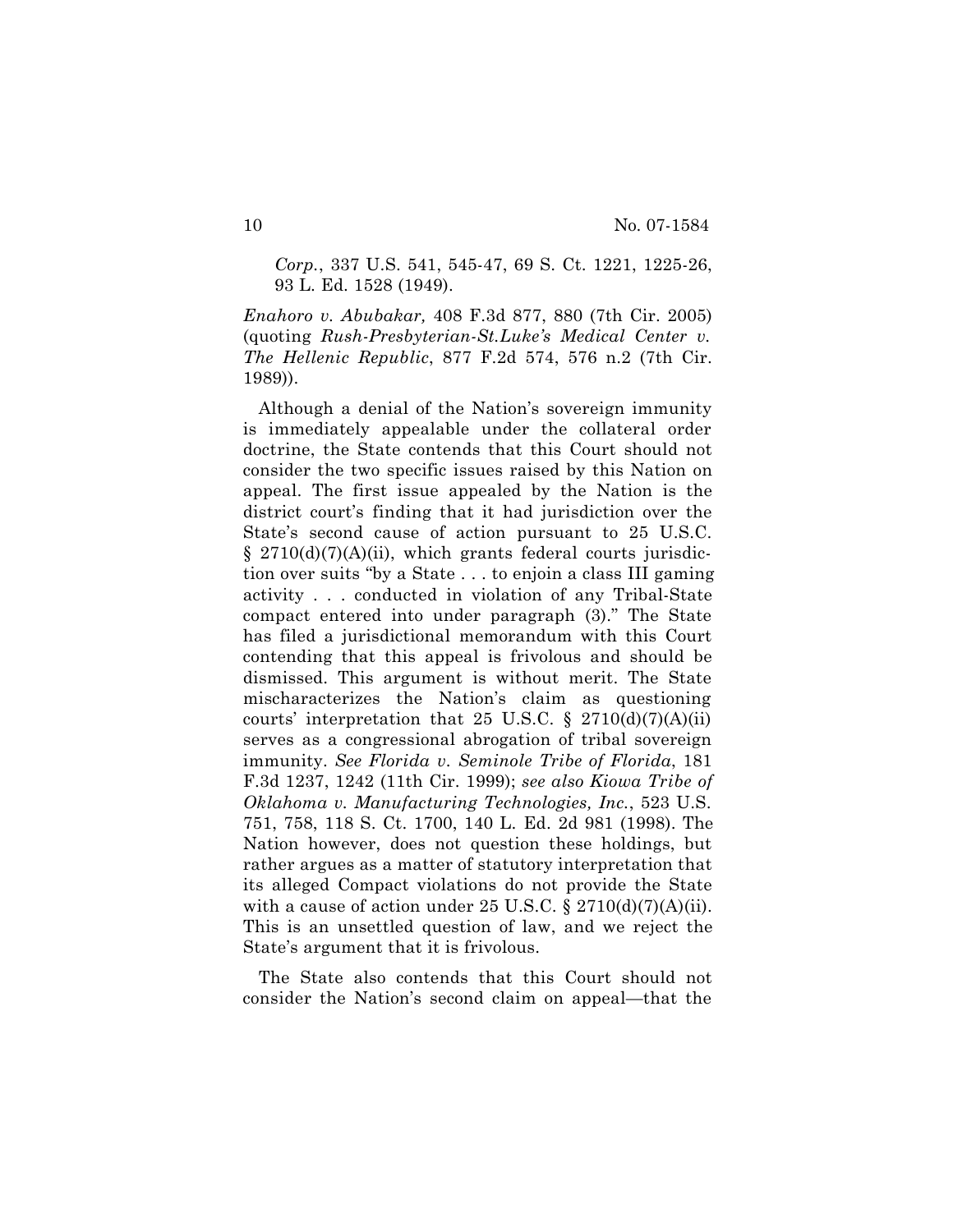> *Corp.*, 337 U.S. 541, 545-47, 69 S. Ct. 1221, 1225-26, 93 L. Ed. 1528 (1949).

*Enahoro v. Abubakar,* 408 F.3d 877, 880 (7th Cir. 2005) (quoting *Rush-Presbyterian-St.Luke's Medical Center v. The Hellenic Republic*, 877 F.2d 574, 576 n.2 (7th Cir. 1989)).

Although a denial of the Nation's sovereign immunity is immediately appealable under the collateral order doctrine, the State contends that this Court should not consider the two specific issues raised by this Nation on appeal. The first issue appealed by the Nation is the district court's finding that it had jurisdiction over the State's second cause of action pursuant to 25 U.S.C. § 2710(d)(7)(A)(ii), which grants federal courts jurisdiction over suits "by a State . . . to enjoin a class III gaming activity . . . conducted in violation of any Tribal-State compact entered into under paragraph (3)." The State has filed a jurisdictional memorandum with this Court contending that this appeal is frivolous and should be dismissed. This argument is without merit. The State mischaracterizes the Nation's claim as questioning courts' interpretation that 25 U.S.C. § 2710(d)(7)(A)(ii) serves as a congressional abrogation of tribal sovereign immunity. *See Florida v. Seminole Tribe of Florida*, 181 F.3d 1237, 1242 (11th Cir. 1999); *see also Kiowa Tribe of Oklahoma v. Manufacturing Technologies, Inc.*, 523 U.S. 751, 758, 118 S. Ct. 1700, 140 L. Ed. 2d 981 (1998). The Nation however, does not question these holdings, but rather argues as a matter of statutory interpretation that its alleged Compact violations do not provide the State with a cause of action under 25 U.S.C. § 2710(d)(7)(A)(ii). This is an unsettled question of law, and we reject the State's argument that it is frivolous.

The State also contends that this Court should not consider the Nation's second claim on appeal—that the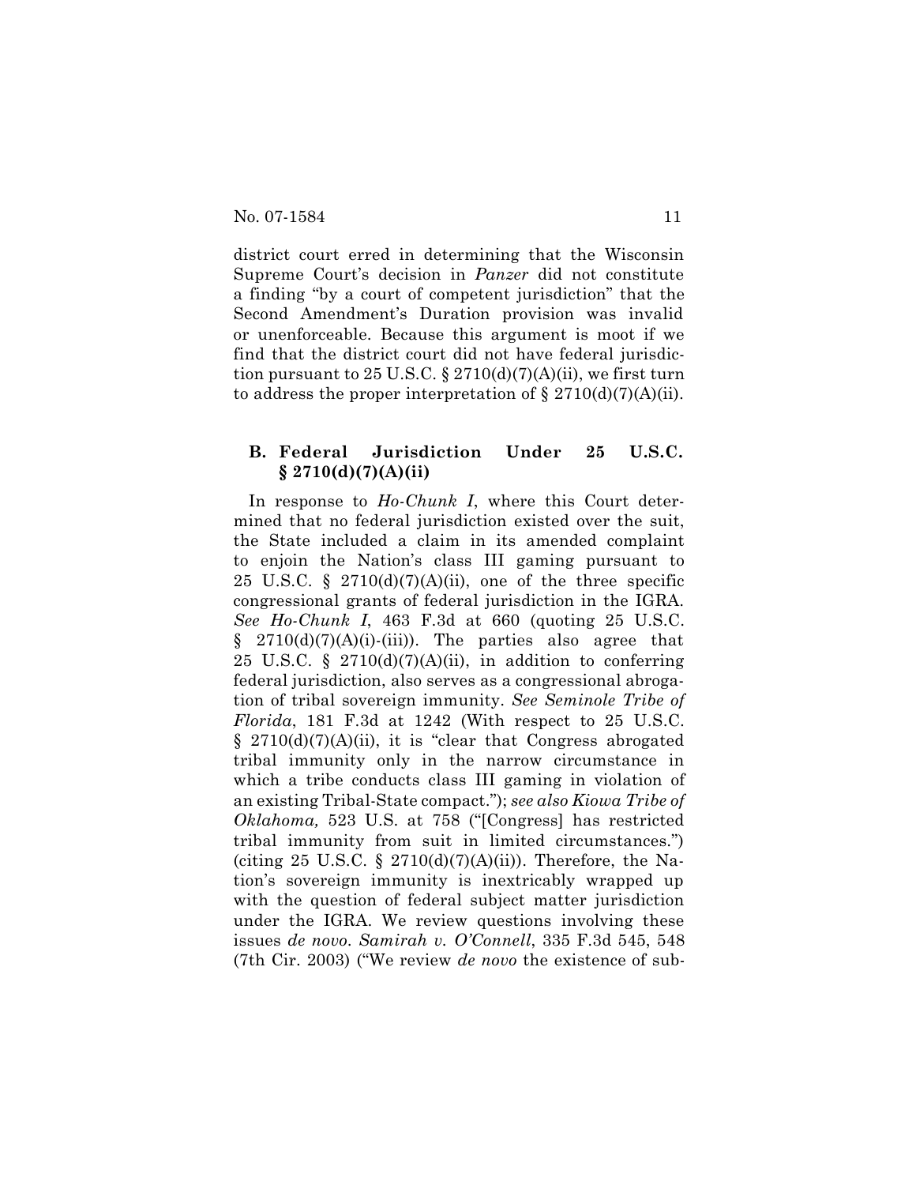district court erred in determining that the Wisconsin Supreme Court's decision in *Panzer* did not constitute a finding "by a court of competent jurisdiction" that the Second Amendment's Duration provision was invalid or unenforceable. Because this argument is moot if we find that the district court did not have federal jurisdiction pursuant to 25 U.S.C. § 2710(d)(7)(A)(ii), we first turn to address the proper interpretation of § 2710(d)(7)(A)(ii).

### B. Federal Jurisdiction Under 25 U.S.C. § 2710(d)(7)(A)(ii)

In response to *Ho-Chunk I*, where this Court determined that no federal jurisdiction existed over the suit, the State included a claim in its amended complaint to enjoin the Nation's class III gaming pursuant to 25 U.S.C. § 2710(d)(7)(A)(ii), one of the three specific congressional grants of federal jurisdiction in the IGRA. *See Ho-Chunk I*, 463 F.3d at 660 (quoting 25 U.S.C. § 2710(d)(7)(A)(i)-(iii)). The parties also agree that 25 U.S.C. § 2710(d)(7)(A)(ii), in addition to conferring federal jurisdiction, also serves as a congressional abrogation of tribal sovereign immunity. *See Seminole Tribe of Florida*, 181 F.3d at 1242 (With respect to 25 U.S.C. § 2710(d)(7)(A)(ii), it is "clear that Congress abrogated tribal immunity only in the narrow circumstance in which a tribe conducts class III gaming in violation of an existing Tribal-State compact."); *see also Kiowa Tribe of Oklahoma,* 523 U.S. at 758 ("[Congress] has restricted tribal immunity from suit in limited circumstances.") (citing 25 U.S.C. § 2710(d)(7)(A)(ii)). Therefore, the Nation's sovereign immunity is inextricably wrapped up with the question of federal subject matter jurisdiction under the IGRA. We review questions involving these issues *de novo*. *Samirah v. O'Connell*, 335 F.3d 545, 548 (7th Cir. 2003) ("We review *de novo* the existence of sub-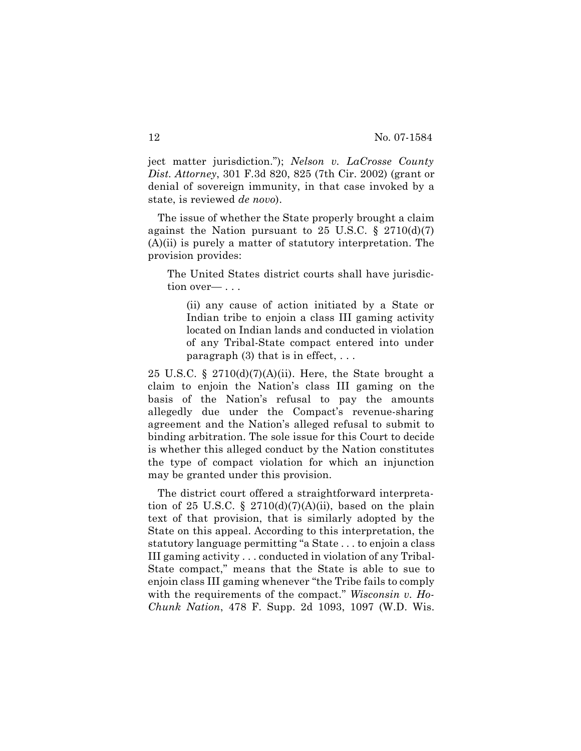ject matter jurisdiction."); *Nelson v. LaCrosse County Dist. Attorney*, 301 F.3d 820, 825 (7th Cir. 2002) (grant or denial of sovereign immunity, in that case invoked by a state, is reviewed *de novo*).

The issue of whether the State properly brought a claim against the Nation pursuant to 25 U.S.C. § 2710(d)(7)(A)(ii) is purely a matter of statutory interpretation. The provision provides:

> The United States district courts shall have jurisdiction over— . . .
>
> > (ii) any cause of action initiated by a State or Indian tribe to enjoin a class III gaming activity located on Indian lands and conducted in violation of any Tribal-State compact entered into under paragraph (3) that is in effect, . . .

25 U.S.C. § 2710(d)(7)(A)(ii). Here, the State brought a claim to enjoin the Nation's class III gaming on the basis of the Nation's refusal to pay the amounts allegedly due under the Compact's revenue-sharing agreement and the Nation's alleged refusal to submit to binding arbitration. The sole issue for this Court to decide is whether this alleged conduct by the Nation constitutes the type of compact violation for which an injunction may be granted under this provision.

The district court offered a straightforward interpretation of 25 U.S.C. § 2710(d)(7)(A)(ii), based on the plain text of that provision, that is similarly adopted by the State on this appeal. According to this interpretation, the statutory language permitting "a State . . . to enjoin a class III gaming activity . . . conducted in violation of any Tribal-State compact," means that the State is able to sue to enjoin class III gaming whenever "the Tribe fails to comply with the requirements of the compact." *Wisconsin v. Ho-Chunk Nation*, 478 F. Supp. 2d 1093, 1097 (W.D. Wis.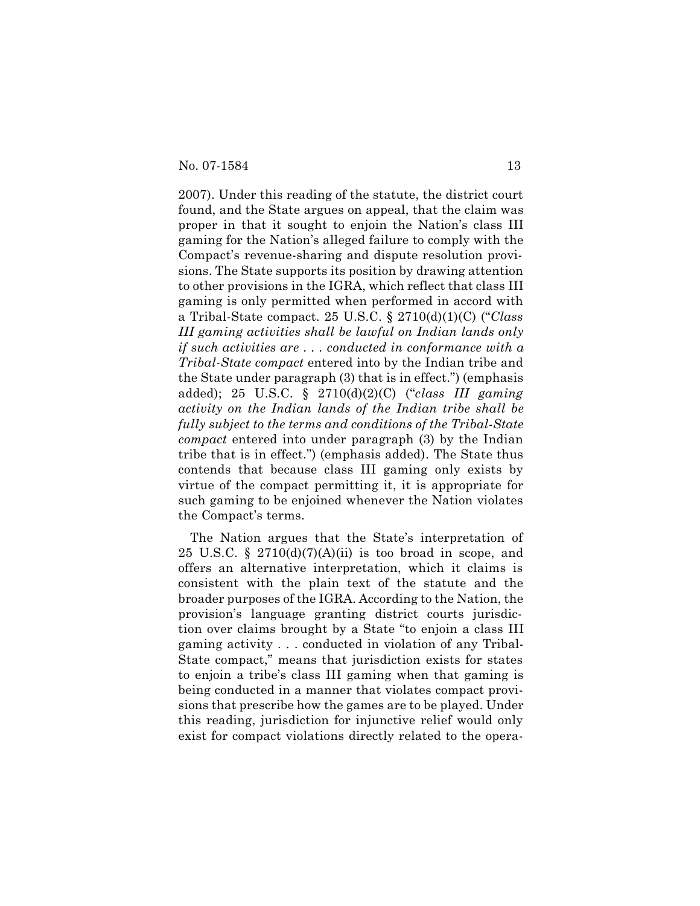2007). Under this reading of the statute, the district court found, and the State argues on appeal, that the claim was proper in that it sought to enjoin the Nation's class III gaming for the Nation's alleged failure to comply with the Compact's revenue-sharing and dispute resolution provisions. The State supports its position by drawing attention to other provisions in the IGRA, which reflect that class III gaming is only permitted when performed in accord with a Tribal-State compact. 25 U.S.C. § 2710(d)(1)(C) ("*Class III gaming activities shall be lawful on Indian lands only if such activities are . . . conducted in conformance with a Tribal-State compact* entered into by the Indian tribe and the State under paragraph (3) that is in effect.") (emphasis added); 25 U.S.C. § 2710(d)(2)(C) ("*class III gaming activity on the Indian lands of the Indian tribe shall be fully subject to the terms and conditions of the Tribal-State compact* entered into under paragraph (3) by the Indian tribe that is in effect.") (emphasis added). The State thus contends that because class III gaming only exists by virtue of the compact permitting it, it is appropriate for such gaming to be enjoined whenever the Nation violates the Compact's terms.

The Nation argues that the State's interpretation of 25 U.S.C. § 2710(d)(7)(A)(ii) is too broad in scope, and offers an alternative interpretation, which it claims is consistent with the plain text of the statute and the broader purposes of the IGRA. According to the Nation, the provision's language granting district courts jurisdiction over claims brought by a State "to enjoin a class III gaming activity . . . conducted in violation of any Tribal-State compact," means that jurisdiction exists for states to enjoin a tribe's class III gaming when that gaming is being conducted in a manner that violates compact provisions that prescribe how the games are to be played. Under this reading, jurisdiction for injunctive relief would only exist for compact violations directly related to the opera-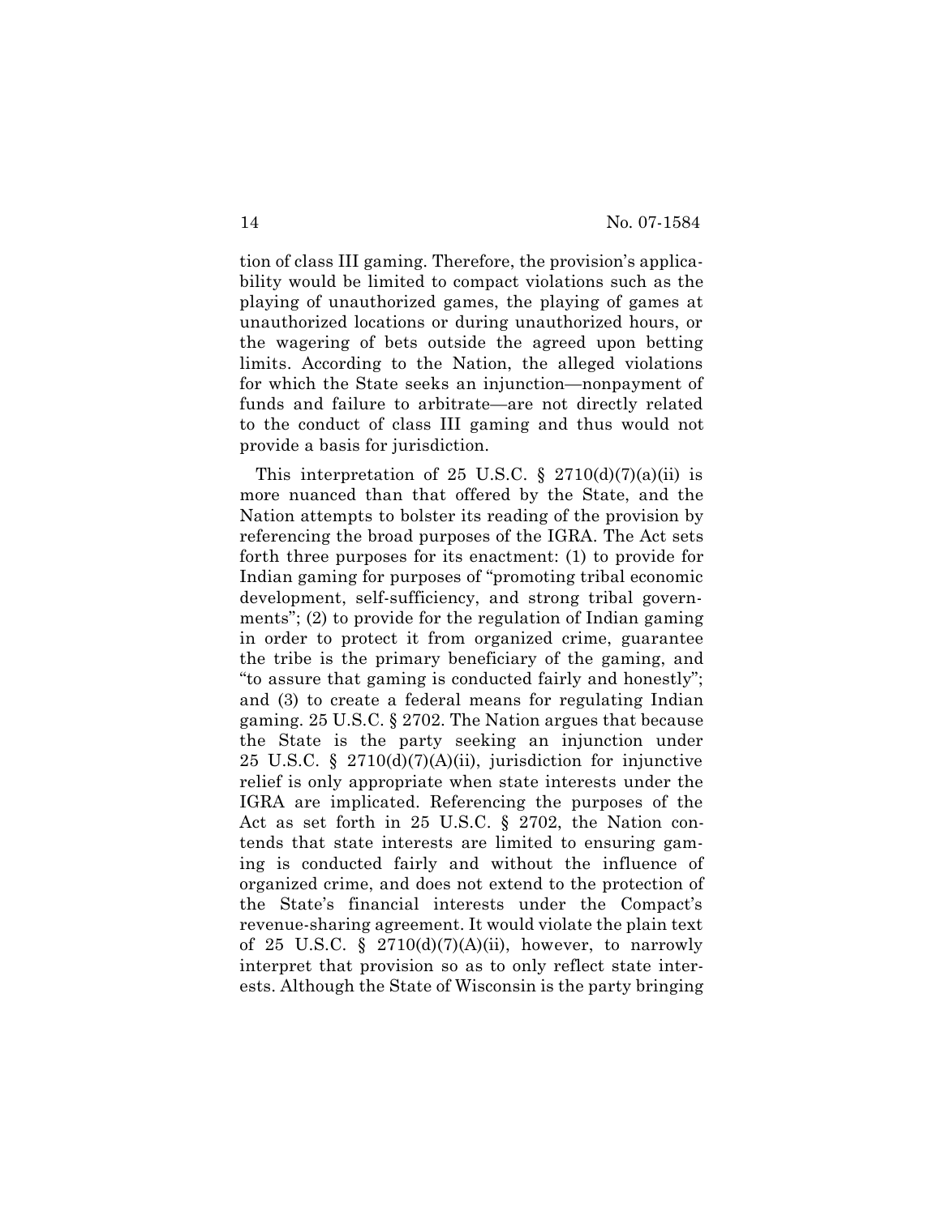tion of class III gaming. Therefore, the provision's applicability would be limited to compact violations such as the playing of unauthorized games, the playing of games at unauthorized locations or during unauthorized hours, or the wagering of bets outside the agreed upon betting limits. According to the Nation, the alleged violations for which the State seeks an injunction—nonpayment of funds and failure to arbitrate—are not directly related to the conduct of class III gaming and thus would not provide a basis for jurisdiction.

This interpretation of 25 U.S.C. § 2710(d)(7)(a)(ii) is more nuanced than that offered by the State, and the Nation attempts to bolster its reading of the provision by referencing the broad purposes of the IGRA. The Act sets forth three purposes for its enactment: (1) to provide for Indian gaming for purposes of "promoting tribal economic development, self-sufficiency, and strong tribal governments"; (2) to provide for the regulation of Indian gaming in order to protect it from organized crime, guarantee the tribe is the primary beneficiary of the gaming, and "to assure that gaming is conducted fairly and honestly"; and (3) to create a federal means for regulating Indian gaming. 25 U.S.C. § 2702. The Nation argues that because the State is the party seeking an injunction under 25 U.S.C. § 2710(d)(7)(A)(ii), jurisdiction for injunctive relief is only appropriate when state interests under the IGRA are implicated. Referencing the purposes of the Act as set forth in 25 U.S.C. § 2702, the Nation contends that state interests are limited to ensuring gaming is conducted fairly and without the influence of organized crime, and does not extend to the protection of the State's financial interests under the Compact's revenue-sharing agreement. It would violate the plain text of 25 U.S.C. § 2710(d)(7)(A)(ii), however, to narrowly interpret that provision so as to only reflect state interests. Although the State of Wisconsin is the party bringing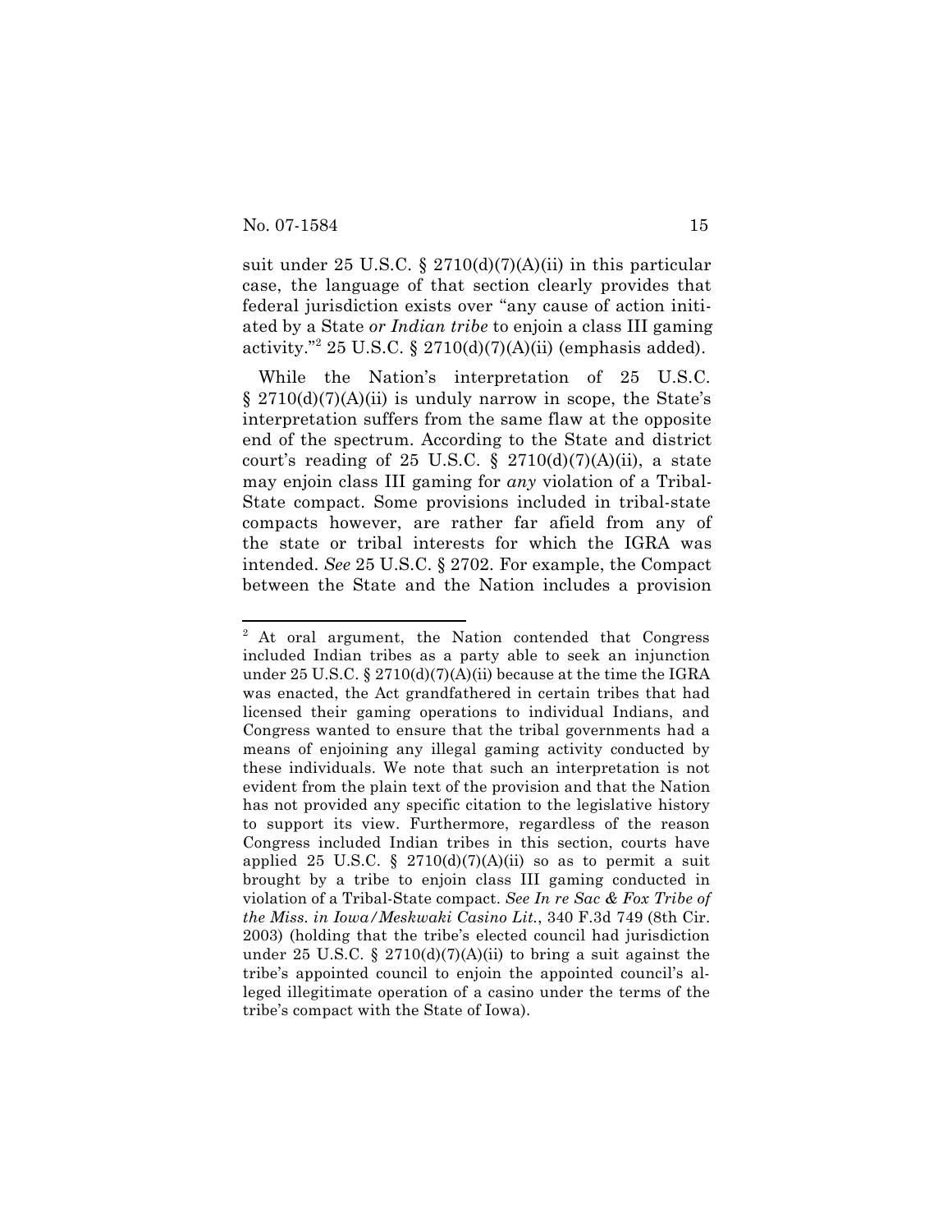suit under 25 U.S.C. § 2710(d)(7)(A)(ii) in this particular case, the language of that section clearly provides that federal jurisdiction exists over "any cause of action initiated by a State *or Indian tribe* to enjoin a class III gaming activity."[2] 25 U.S.C. § 2710(d)(7)(A)(ii) (emphasis added).

While the Nation's interpretation of 25 U.S.C. § 2710(d)(7)(A)(ii) is unduly narrow in scope, the State's interpretation suffers from the same flaw at the opposite end of the spectrum. According to the State and district court's reading of 25 U.S.C. § 2710(d)(7)(A)(ii), a state may enjoin class III gaming for *any* violation of a Tribal-State compact. Some provisions included in tribal-state compacts however, are rather far afield from any of the state or tribal interests for which the IGRA was intended. *See* 25 U.S.C. § 2702. For example, the Compact between the State and the Nation includes a provision

---

[2] At oral argument, the Nation contended that Congress included Indian tribes as a party able to seek an injunction under 25 U.S.C. § 2710(d)(7)(A)(ii) because at the time the IGRA was enacted, the Act grandfathered in certain tribes that had licensed their gaming operations to individual Indians, and Congress wanted to ensure that the tribal governments had a means of enjoining any illegal gaming activity conducted by these individuals. We note that such an interpretation is not evident from the plain text of the provision and that the Nation has not provided any specific citation to the legislative history to support its view. Furthermore, regardless of the reason Congress included Indian tribes in this section, courts have applied 25 U.S.C. § 2710(d)(7)(A)(ii) so as to permit a suit brought by a tribe to enjoin class III gaming conducted in violation of a Tribal-State compact. *See In re Sac & Fox Tribe of the Miss. in Iowa/Meskwaki Casino Lit.*, 340 F.3d 749 (8th Cir. 2003) (holding that the tribe's elected council had jurisdiction under 25 U.S.C. § 2710(d)(7)(A)(ii) to bring a suit against the tribe's appointed council to enjoin the appointed council's alleged illegitimate operation of a casino under the terms of the tribe's compact with the State of Iowa).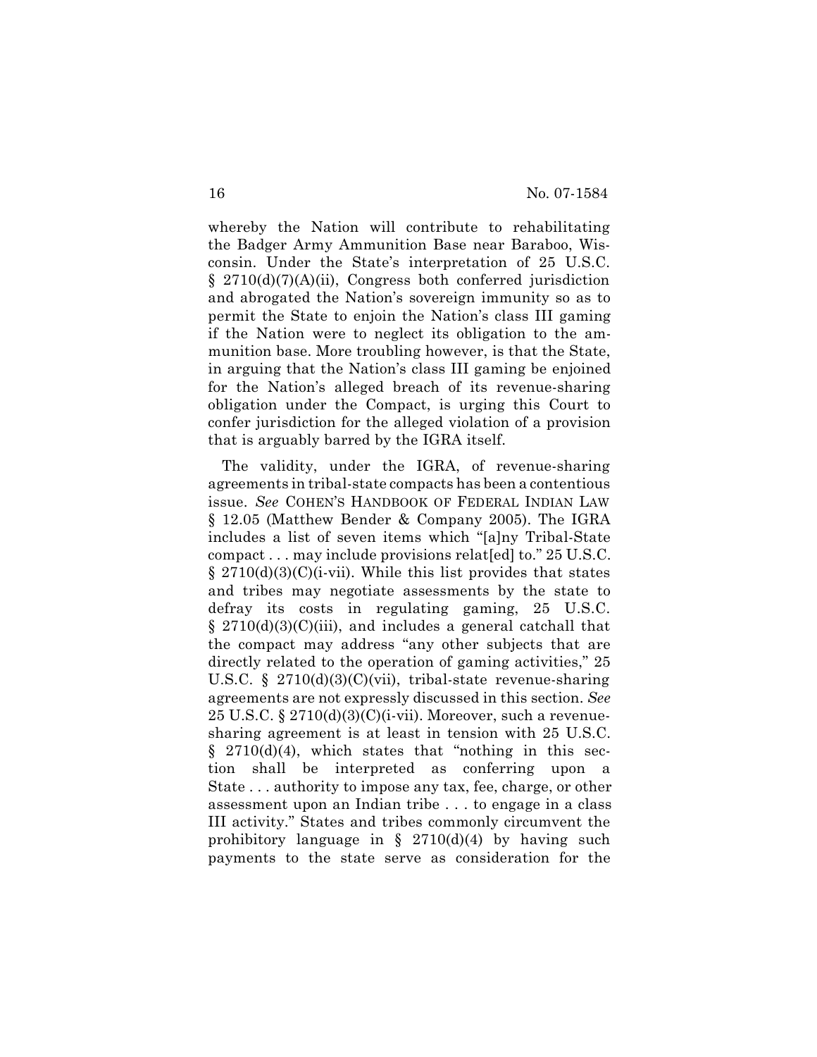whereby the Nation will contribute to rehabilitating the Badger Army Ammunition Base near Baraboo, Wisconsin. Under the State's interpretation of 25 U.S.C. § 2710(d)(7)(A)(ii), Congress both conferred jurisdiction and abrogated the Nation's sovereign immunity so as to permit the State to enjoin the Nation's class III gaming if the Nation were to neglect its obligation to the ammunition base. More troubling however, is that the State, in arguing that the Nation's class III gaming be enjoined for the Nation's alleged breach of its revenue-sharing obligation under the Compact, is urging this Court to confer jurisdiction for the alleged violation of a provision that is arguably barred by the IGRA itself.

The validity, under the IGRA, of revenue-sharing agreements in tribal-state compacts has been a contentious issue. *See* COHEN'S HANDBOOK OF FEDERAL INDIAN LAW § 12.05 (Matthew Bender & Company 2005). The IGRA includes a list of seven items which "[a]ny Tribal-State compact . . . may include provisions relat[ed] to." 25 U.S.C. § 2710(d)(3)(C)(i-vii). While this list provides that states and tribes may negotiate assessments by the state to defray its costs in regulating gaming, 25 U.S.C. § 2710(d)(3)(C)(iii), and includes a general catchall that the compact may address "any other subjects that are directly related to the operation of gaming activities," 25 U.S.C. § 2710(d)(3)(C)(vii), tribal-state revenue-sharing agreements are not expressly discussed in this section. *See* 25 U.S.C. § 2710(d)(3)(C)(i-vii). Moreover, such a revenue-sharing agreement is at least in tension with 25 U.S.C. § 2710(d)(4), which states that "nothing in this section shall be interpreted as conferring upon a State . . . authority to impose any tax, fee, charge, or other assessment upon an Indian tribe . . . to engage in a class III activity." States and tribes commonly circumvent the prohibitory language in § 2710(d)(4) by having such payments to the state serve as consideration for the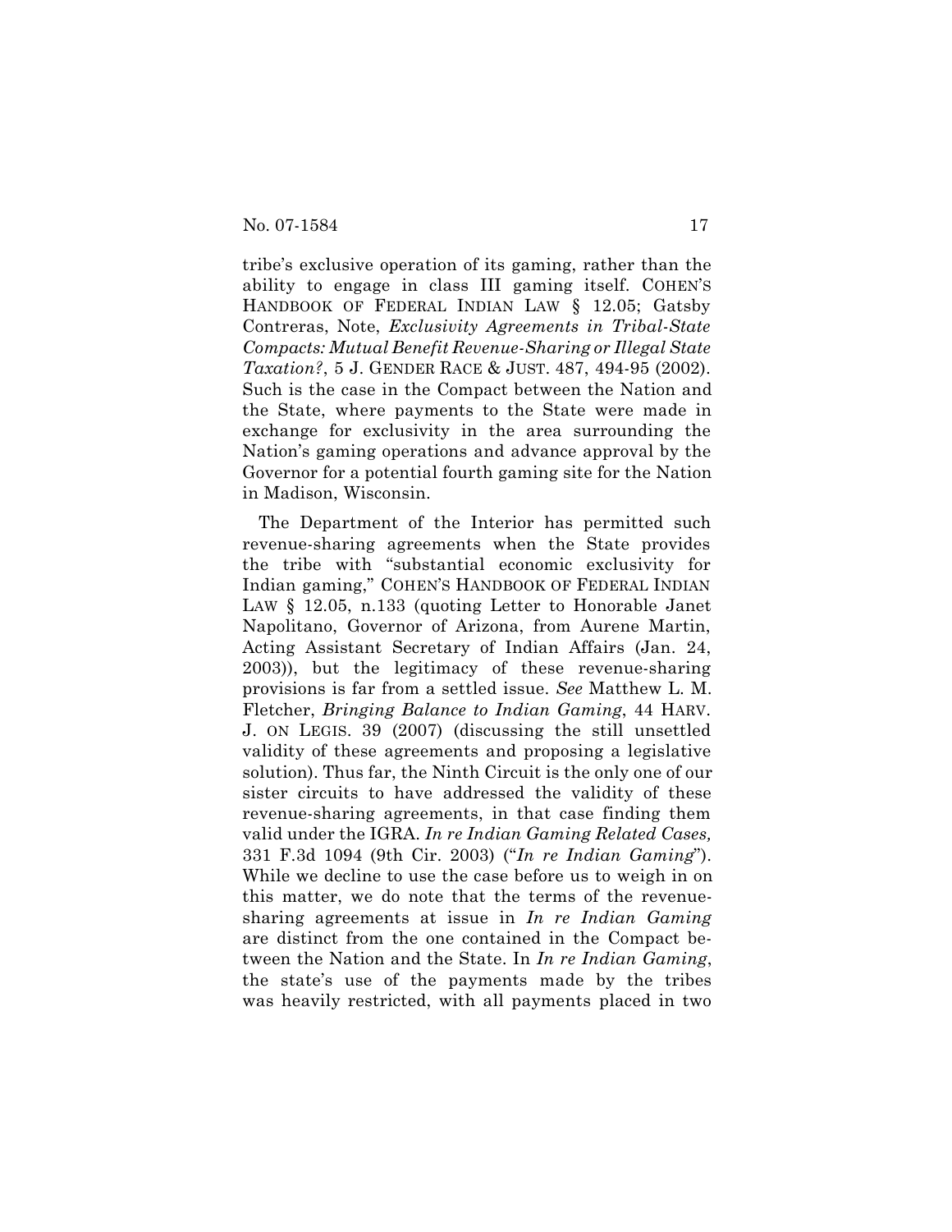tribe's exclusive operation of its gaming, rather than the ability to engage in class III gaming itself. COHEN'S HANDBOOK OF FEDERAL INDIAN LAW § 12.05; Gatsby Contreras, Note, *Exclusivity Agreements in Tribal-State Compacts: Mutual Benefit Revenue-Sharing or Illegal State Taxation?*, 5 J. GENDER RACE & JUST. 487, 494-95 (2002). Such is the case in the Compact between the Nation and the State, where payments to the State were made in exchange for exclusivity in the area surrounding the Nation's gaming operations and advance approval by the Governor for a potential fourth gaming site for the Nation in Madison, Wisconsin.

The Department of the Interior has permitted such revenue-sharing agreements when the State provides the tribe with "substantial economic exclusivity for Indian gaming," COHEN'S HANDBOOK OF FEDERAL INDIAN LAW § 12.05, n.133 (quoting Letter to Honorable Janet Napolitano, Governor of Arizona, from Aurene Martin, Acting Assistant Secretary of Indian Affairs (Jan. 24, 2003)), but the legitimacy of these revenue-sharing provisions is far from a settled issue. *See* Matthew L. M. Fletcher, *Bringing Balance to Indian Gaming*, 44 HARV. J. ON LEGIS. 39 (2007) (discussing the still unsettled validity of these agreements and proposing a legislative solution). Thus far, the Ninth Circuit is the only one of our sister circuits to have addressed the validity of these revenue-sharing agreements, in that case finding them valid under the IGRA. *In re Indian Gaming Related Cases,* 331 F.3d 1094 (9th Cir. 2003) ("*In re Indian Gaming*"). While we decline to use the case before us to weigh in on this matter, we do note that the terms of the revenue-sharing agreements at issue in *In re Indian Gaming* are distinct from the one contained in the Compact between the Nation and the State. In *In re Indian Gaming*, the state's use of the payments made by the tribes was heavily restricted, with all payments placed in two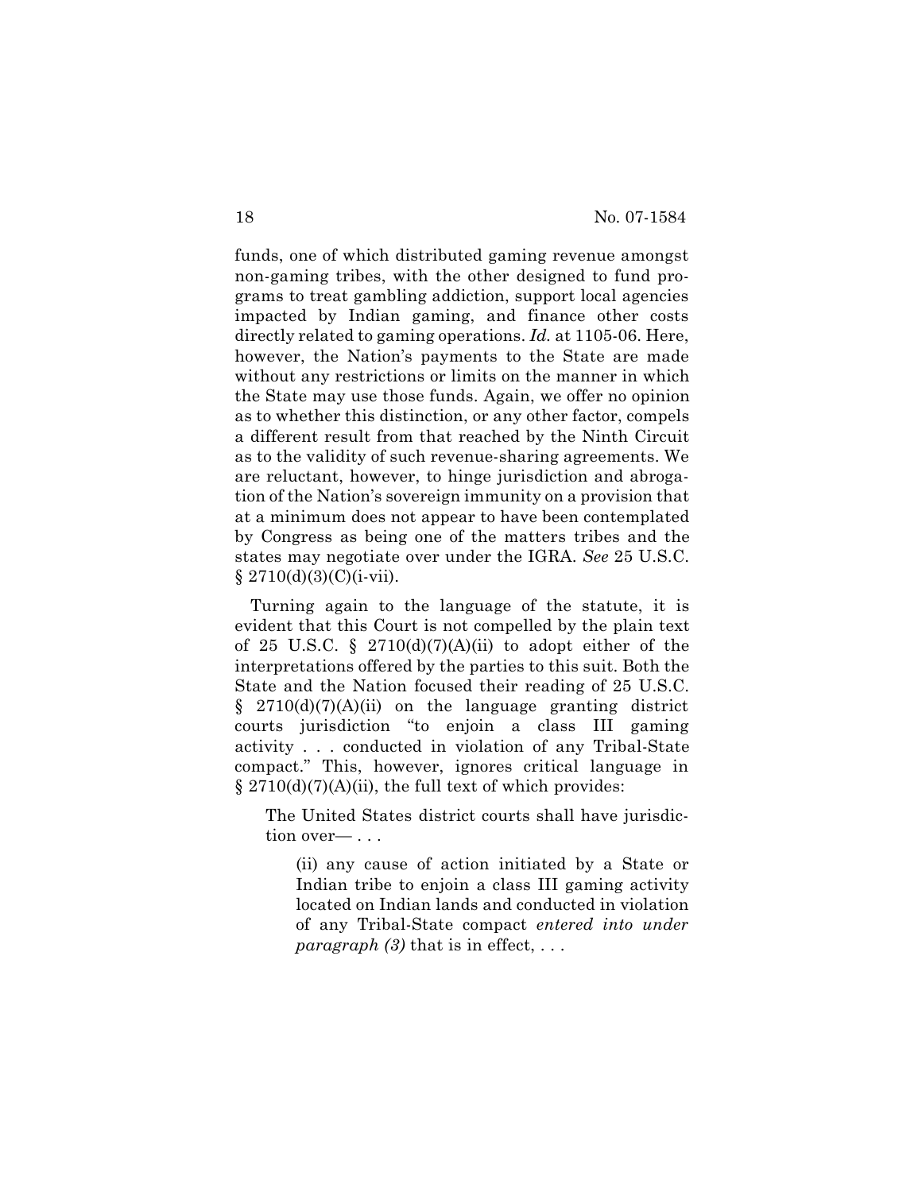funds, one of which distributed gaming revenue amongst non-gaming tribes, with the other designed to fund programs to treat gambling addiction, support local agencies impacted by Indian gaming, and finance other costs directly related to gaming operations. *Id.* at 1105-06. Here, however, the Nation's payments to the State are made without any restrictions or limits on the manner in which the State may use those funds. Again, we offer no opinion as to whether this distinction, or any other factor, compels a different result from that reached by the Ninth Circuit as to the validity of such revenue-sharing agreements. We are reluctant, however, to hinge jurisdiction and abrogation of the Nation's sovereign immunity on a provision that at a minimum does not appear to have been contemplated by Congress as being one of the matters tribes and the states may negotiate over under the IGRA. *See* 25 U.S.C. § 2710(d)(3)(C)(i-vii).

Turning again to the language of the statute, it is evident that this Court is not compelled by the plain text of 25 U.S.C. § 2710(d)(7)(A)(ii) to adopt either of the interpretations offered by the parties to this suit. Both the State and the Nation focused their reading of 25 U.S.C. § 2710(d)(7)(A)(ii) on the language granting district courts jurisdiction "to enjoin a class III gaming activity . . . conducted in violation of any Tribal-State compact." This, however, ignores critical language in § 2710(d)(7)(A)(ii), the full text of which provides:

> The United States district courts shall have jurisdiction over— . . .
>
> > (ii) any cause of action initiated by a State or Indian tribe to enjoin a class III gaming activity located on Indian lands and conducted in violation of any Tribal-State compact *entered into under paragraph (3)* that is in effect, . . .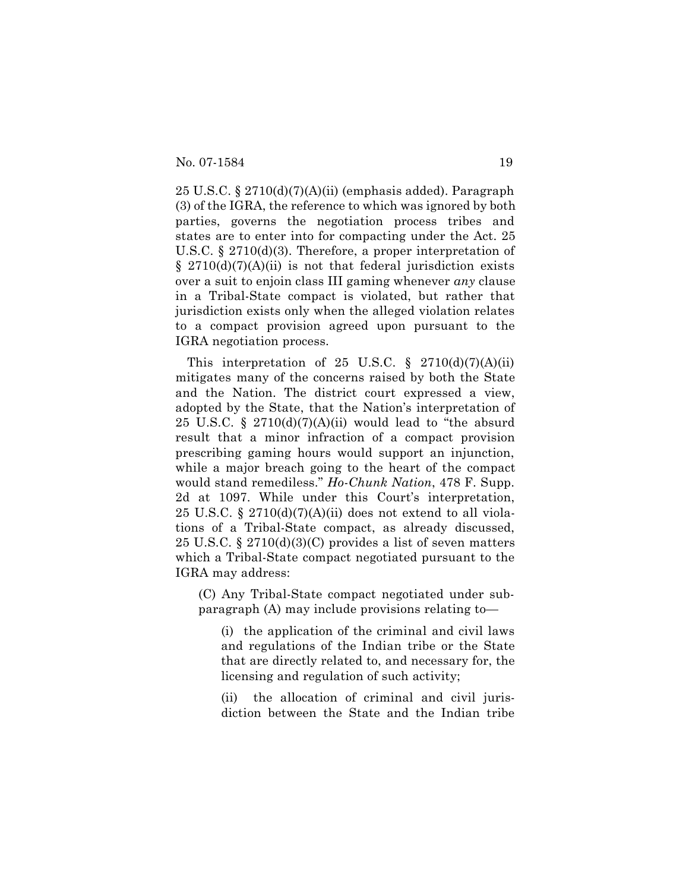25 U.S.C. § 2710(d)(7)(A)(ii) (emphasis added). Paragraph (3) of the IGRA, the reference to which was ignored by both parties, governs the negotiation process tribes and states are to enter into for compacting under the Act. 25 U.S.C. § 2710(d)(3). Therefore, a proper interpretation of § 2710(d)(7)(A)(ii) is not that federal jurisdiction exists over a suit to enjoin class III gaming whenever *any* clause in a Tribal-State compact is violated, but rather that jurisdiction exists only when the alleged violation relates to a compact provision agreed upon pursuant to the IGRA negotiation process.

This interpretation of 25 U.S.C. § 2710(d)(7)(A)(ii) mitigates many of the concerns raised by both the State and the Nation. The district court expressed a view, adopted by the State, that the Nation's interpretation of 25 U.S.C. § 2710(d)(7)(A)(ii) would lead to "the absurd result that a minor infraction of a compact provision prescribing gaming hours would support an injunction, while a major breach going to the heart of the compact would stand remediless." *Ho-Chunk Nation*, 478 F. Supp. 2d at 1097. While under this Court's interpretation, 25 U.S.C. § 2710(d)(7)(A)(ii) does not extend to all violations of a Tribal-State compact, as already discussed, 25 U.S.C. § 2710(d)(3)(C) provides a list of seven matters which a Tribal-State compact negotiated pursuant to the IGRA may address:

> (C) Any Tribal-State compact negotiated under subparagraph (A) may include provisions relating to—
>
> (i) the application of the criminal and civil laws and regulations of the Indian tribe or the State that are directly related to, and necessary for, the licensing and regulation of such activity;
>
> (ii) the allocation of criminal and civil jurisdiction between the State and the Indian tribe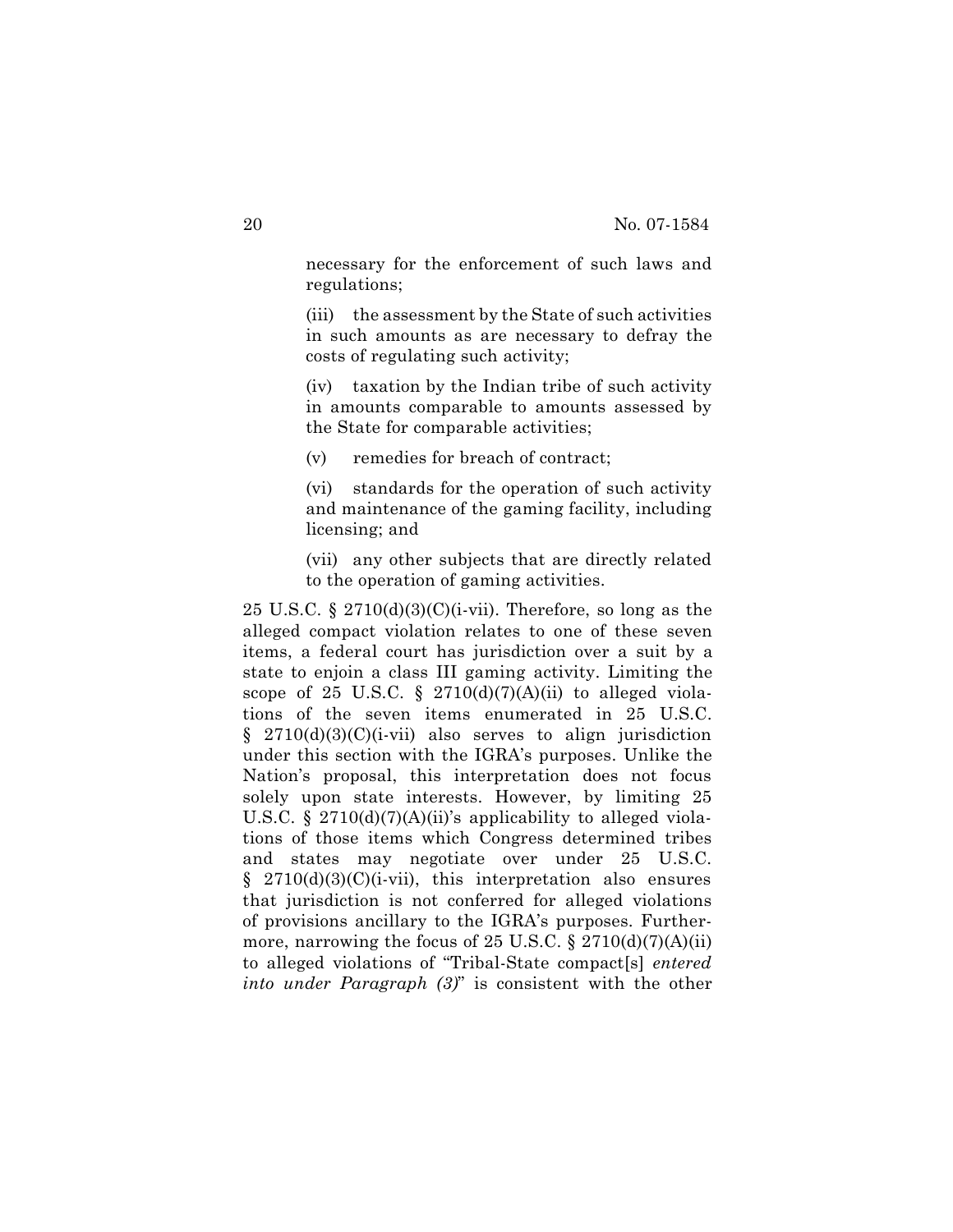> necessary for the enforcement of such laws and regulations;
>
> (iii) the assessment by the State of such activities in such amounts as are necessary to defray the costs of regulating such activity;
>
> (iv) taxation by the Indian tribe of such activity in amounts comparable to amounts assessed by the State for comparable activities;
>
> (v) remedies for breach of contract;
>
> (vi) standards for the operation of such activity and maintenance of the gaming facility, including licensing; and
>
> (vii) any other subjects that are directly related to the operation of gaming activities.

25 U.S.C. § 2710(d)(3)(C)(i-vii). Therefore, so long as the alleged compact violation relates to one of these seven items, a federal court has jurisdiction over a suit by a state to enjoin a class III gaming activity. Limiting the scope of 25 U.S.C. § 2710(d)(7)(A)(ii) to alleged violations of the seven items enumerated in 25 U.S.C. § 2710(d)(3)(C)(i-vii) also serves to align jurisdiction under this section with the IGRA's purposes. Unlike the Nation's proposal, this interpretation does not focus solely upon state interests. However, by limiting 25 U.S.C. § 2710(d)(7)(A)(ii)'s applicability to alleged violations of those items which Congress determined tribes and states may negotiate over under 25 U.S.C. § 2710(d)(3)(C)(i-vii), this interpretation also ensures that jurisdiction is not conferred for alleged violations of provisions ancillary to the IGRA's purposes. Furthermore, narrowing the focus of 25 U.S.C. § 2710(d)(7)(A)(ii) to alleged violations of "Tribal-State compact[s] *entered into under Paragraph (3)*" is consistent with the other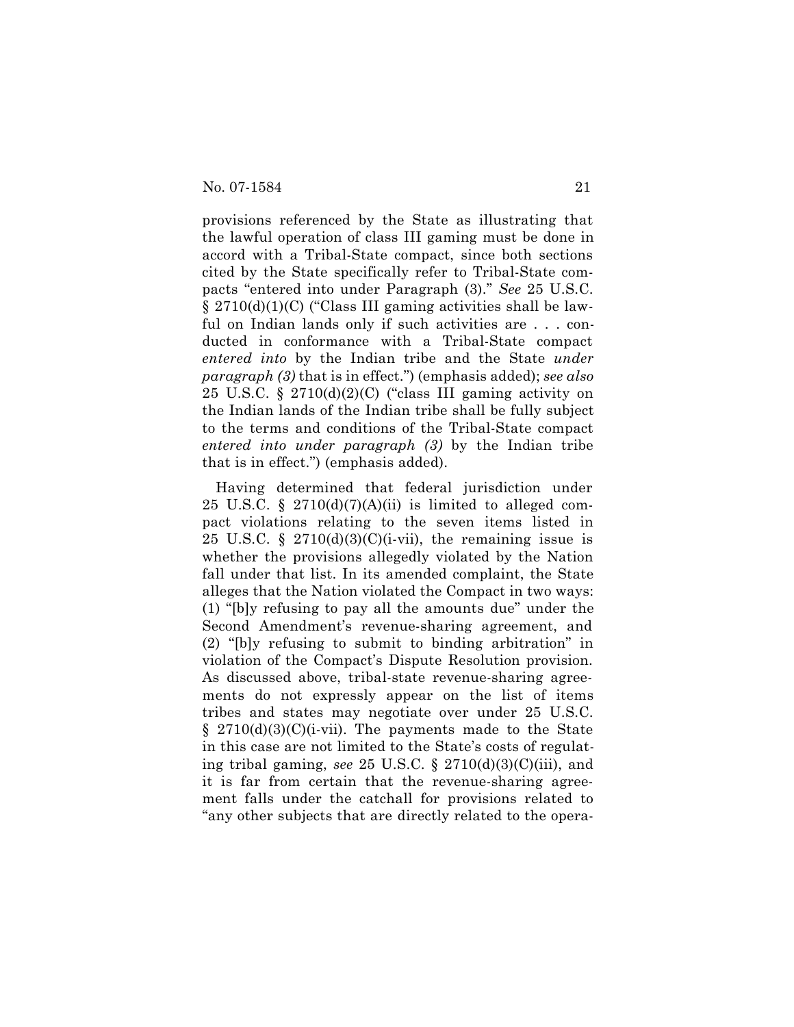provisions referenced by the State as illustrating that the lawful operation of class III gaming must be done in accord with a Tribal-State compact, since both sections cited by the State specifically refer to Tribal-State compacts "entered into under Paragraph (3)." *See* 25 U.S.C. § 2710(d)(1)(C) ("Class III gaming activities shall be lawful on Indian lands only if such activities are . . . conducted in conformance with a Tribal-State compact *entered into* by the Indian tribe and the State *under paragraph (3)* that is in effect.") (emphasis added); *see also* 25 U.S.C. § 2710(d)(2)(C) ("class III gaming activity on the Indian lands of the Indian tribe shall be fully subject to the terms and conditions of the Tribal-State compact *entered into under paragraph (3)* by the Indian tribe that is in effect.") (emphasis added).

Having determined that federal jurisdiction under 25 U.S.C. § 2710(d)(7)(A)(ii) is limited to alleged compact violations relating to the seven items listed in 25 U.S.C. § 2710(d)(3)(C)(i-vii), the remaining issue is whether the provisions allegedly violated by the Nation fall under that list. In its amended complaint, the State alleges that the Nation violated the Compact in two ways: (1) "[b]y refusing to pay all the amounts due" under the Second Amendment's revenue-sharing agreement, and (2) "[b]y refusing to submit to binding arbitration" in violation of the Compact's Dispute Resolution provision. As discussed above, tribal-state revenue-sharing agreements do not expressly appear on the list of items tribes and states may negotiate over under 25 U.S.C. § 2710(d)(3)(C)(i-vii). The payments made to the State in this case are not limited to the State's costs of regulating tribal gaming, *see* 25 U.S.C. § 2710(d)(3)(C)(iii), and it is far from certain that the revenue-sharing agreement falls under the catchall for provisions related to "any other subjects that are directly related to the opera-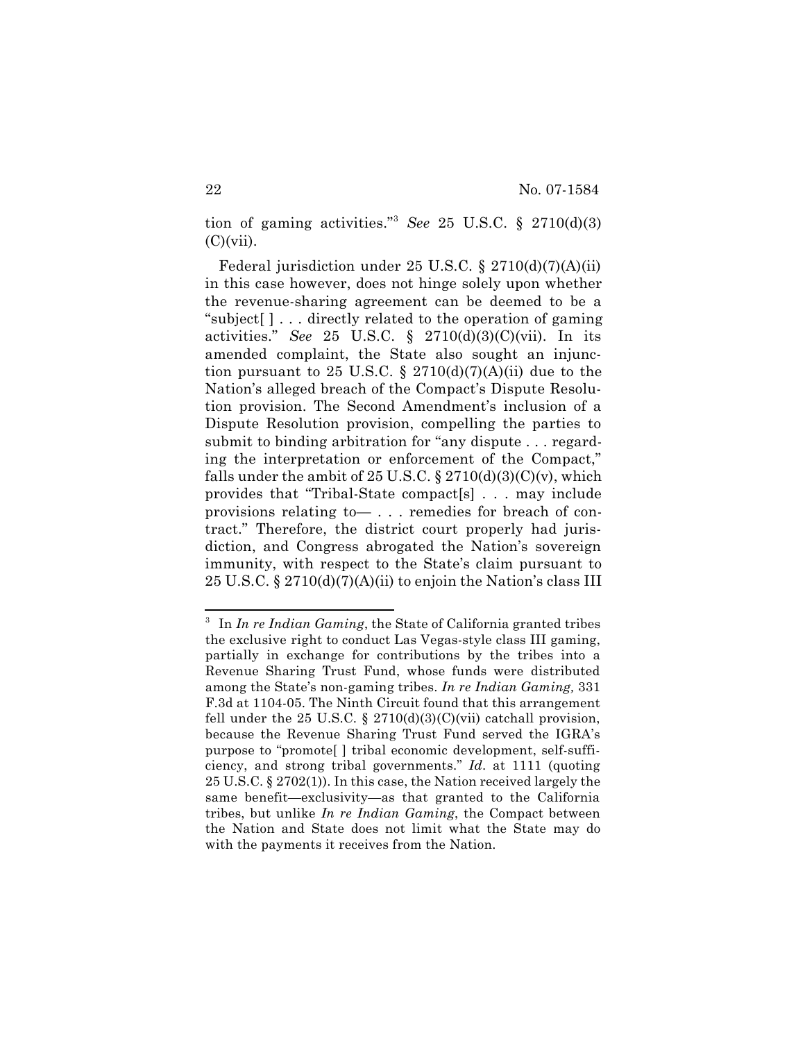tion of gaming activities."[3] *See* 25 U.S.C. § 2710(d)(3)(C)(vii).

Federal jurisdiction under 25 U.S.C. § 2710(d)(7)(A)(ii) in this case however, does not hinge solely upon whether the revenue-sharing agreement can be deemed to be a "subject[ ] . . . directly related to the operation of gaming activities." *See* 25 U.S.C. § 2710(d)(3)(C)(vii). In its amended complaint, the State also sought an injunction pursuant to 25 U.S.C. § 2710(d)(7)(A)(ii) due to the Nation's alleged breach of the Compact's Dispute Resolution provision. The Second Amendment's inclusion of a Dispute Resolution provision, compelling the parties to submit to binding arbitration for "any dispute . . . regarding the interpretation or enforcement of the Compact," falls under the ambit of 25 U.S.C. § 2710(d)(3)(C)(v), which provides that "Tribal-State compact[s] . . . may include provisions relating to— . . . remedies for breach of contract." Therefore, the district court properly had jurisdiction, and Congress abrogated the Nation's sovereign immunity, with respect to the State's claim pursuant to 25 U.S.C. § 2710(d)(7)(A)(ii) to enjoin the Nation's class III

---

[3] In *In re Indian Gaming*, the State of California granted tribes the exclusive right to conduct Las Vegas-style class III gaming, partially in exchange for contributions by the tribes into a Revenue Sharing Trust Fund, whose funds were distributed among the State's non-gaming tribes. *In re Indian Gaming,* 331 F.3d at 1104-05. The Ninth Circuit found that this arrangement fell under the 25 U.S.C. § 2710(d)(3)(C)(vii) catchall provision, because the Revenue Sharing Trust Fund served the IGRA's purpose to "promote[ ] tribal economic development, self-sufficiency, and strong tribal governments." *Id*. at 1111 (quoting 25 U.S.C. § 2702(1)). In this case, the Nation received largely the same benefit—exclusivity—as that granted to the California tribes, but unlike *In re Indian Gaming*, the Compact between the Nation and State does not limit what the State may do with the payments it receives from the Nation.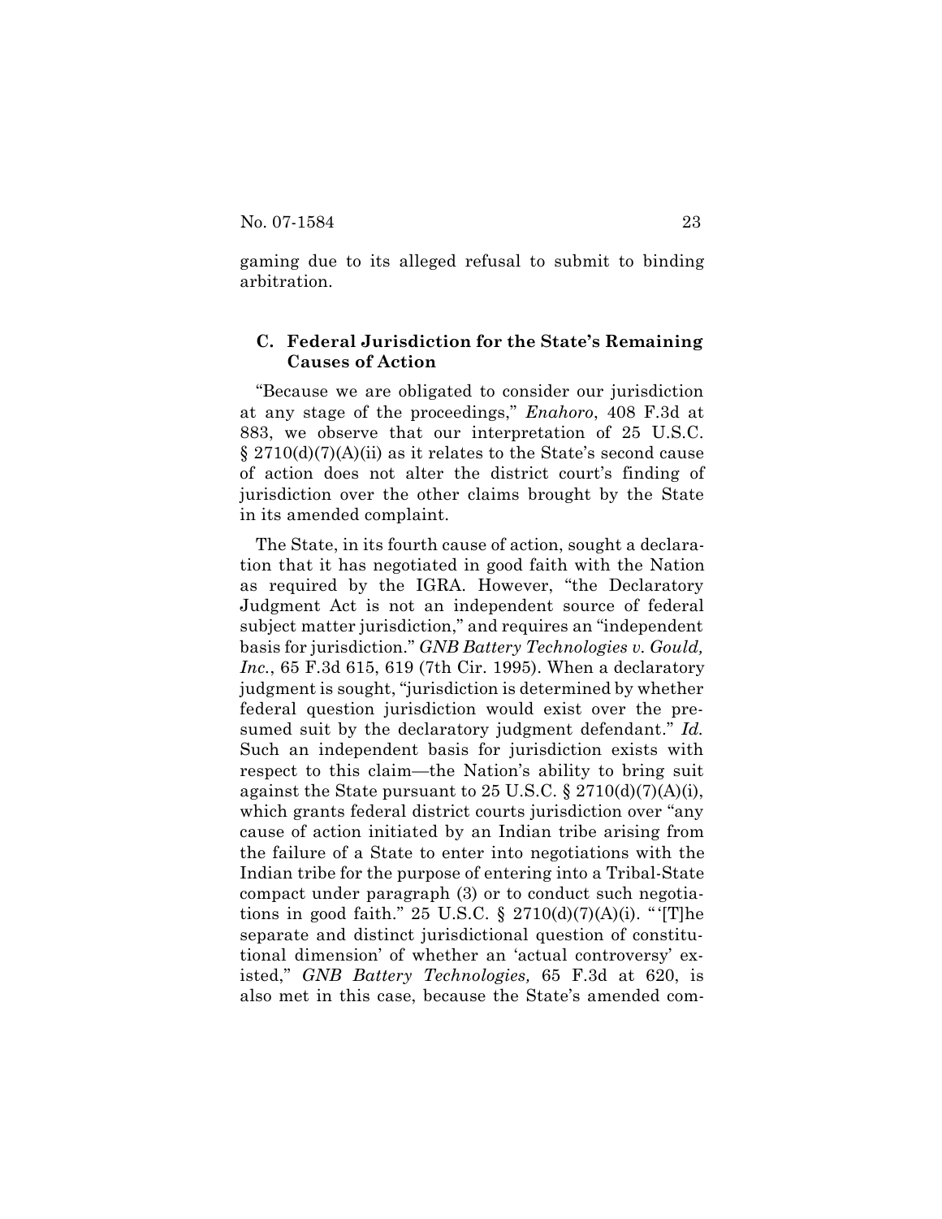gaming due to its alleged refusal to submit to binding arbitration.

### C. Federal Jurisdiction for the State's Remaining Causes of Action

"Because we are obligated to consider our jurisdiction at any stage of the proceedings," *Enahoro*, 408 F.3d at 883, we observe that our interpretation of 25 U.S.C. § 2710(d)(7)(A)(ii) as it relates to the State's second cause of action does not alter the district court's finding of jurisdiction over the other claims brought by the State in its amended complaint.

The State, in its fourth cause of action, sought a declaration that it has negotiated in good faith with the Nation as required by the IGRA. However, "the Declaratory Judgment Act is not an independent source of federal subject matter jurisdiction," and requires an "independent basis for jurisdiction." *GNB Battery Technologies v. Gould, Inc.*, 65 F.3d 615, 619 (7th Cir. 1995). When a declaratory judgment is sought, "jurisdiction is determined by whether federal question jurisdiction would exist over the presumed suit by the declaratory judgment defendant." *Id.* Such an independent basis for jurisdiction exists with respect to this claim—the Nation's ability to bring suit against the State pursuant to 25 U.S.C. § 2710(d)(7)(A)(i), which grants federal district courts jurisdiction over "any cause of action initiated by an Indian tribe arising from the failure of a State to enter into negotiations with the Indian tribe for the purpose of entering into a Tribal-State compact under paragraph (3) or to conduct such negotiations in good faith." 25 U.S.C. § 2710(d)(7)(A)(i). "'[T]he separate and distinct jurisdictional question of constitutional dimension' of whether an 'actual controversy' existed," *GNB Battery Technologies,* 65 F.3d at 620, is also met in this case, because the State's amended com-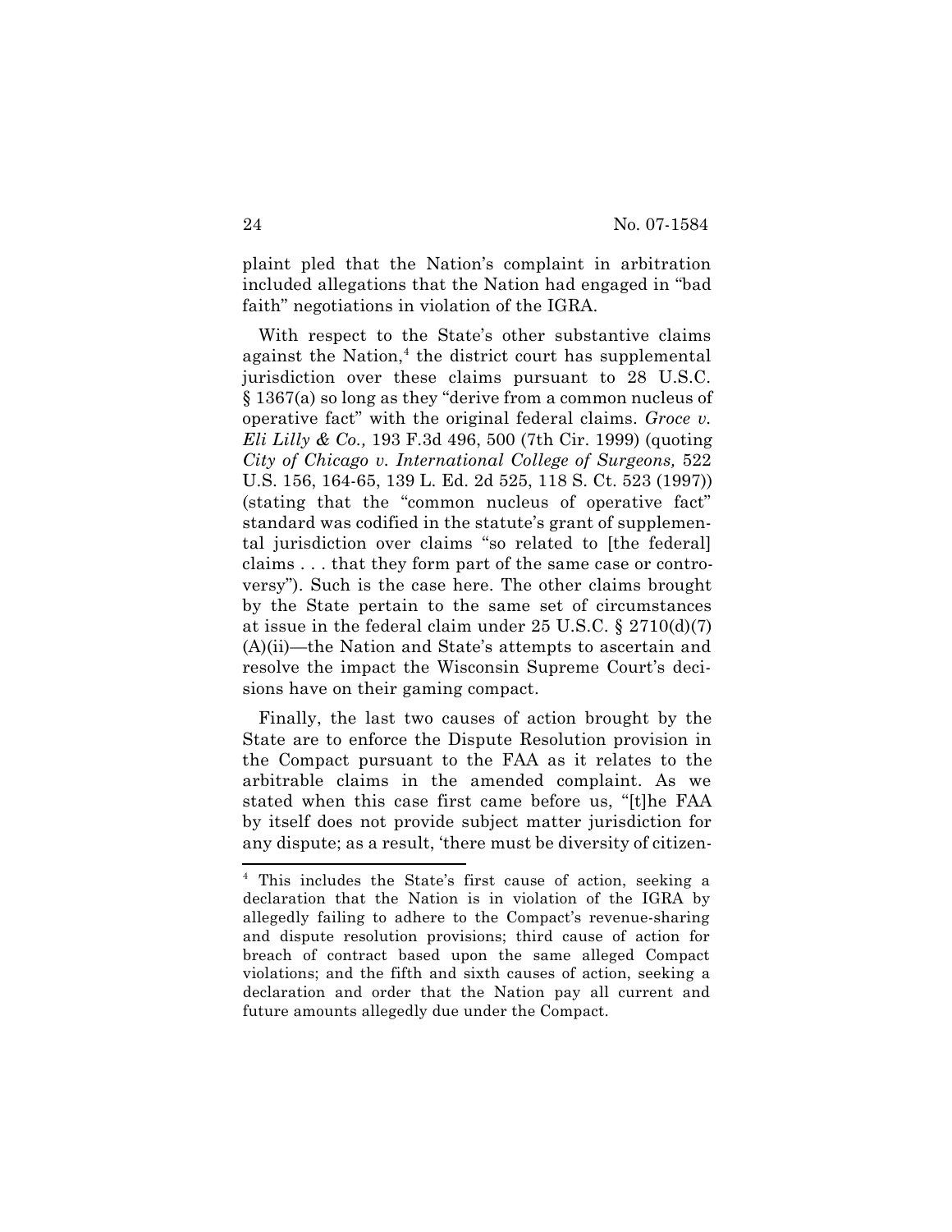plaint pled that the Nation's complaint in arbitration included allegations that the Nation had engaged in "bad faith" negotiations in violation of the IGRA.

With respect to the State's other substantive claims against the Nation,[4] the district court has supplemental jurisdiction over these claims pursuant to 28 U.S.C. § 1367(a) so long as they "derive from a common nucleus of operative fact" with the original federal claims. *Groce v. Eli Lilly & Co.,* 193 F.3d 496, 500 (7th Cir. 1999) (quoting *City of Chicago v. International College of Surgeons,* 522 U.S. 156, 164-65, 139 L. Ed. 2d 525, 118 S. Ct. 523 (1997)) (stating that the "common nucleus of operative fact" standard was codified in the statute's grant of supplemental jurisdiction over claims "so related to [the federal] claims . . . that they form part of the same case or controversy"). Such is the case here. The other claims brought by the State pertain to the same set of circumstances at issue in the federal claim under 25 U.S.C. § 2710(d)(7)(A)(ii)—the Nation and State's attempts to ascertain and resolve the impact the Wisconsin Supreme Court's decisions have on their gaming compact.

Finally, the last two causes of action brought by the State are to enforce the Dispute Resolution provision in the Compact pursuant to the FAA as it relates to the arbitrable claims in the amended complaint. As we stated when this case first came before us, "[t]he FAA by itself does not provide subject matter jurisdiction for any dispute; as a result, 'there must be diversity of citizen-

---

[4] This includes the State's first cause of action, seeking a declaration that the Nation is in violation of the IGRA by allegedly failing to adhere to the Compact's revenue-sharing and dispute resolution provisions; third cause of action for breach of contract based upon the same alleged Compact violations; and the fifth and sixth causes of action, seeking a declaration and order that the Nation pay all current and future amounts allegedly due under the Compact.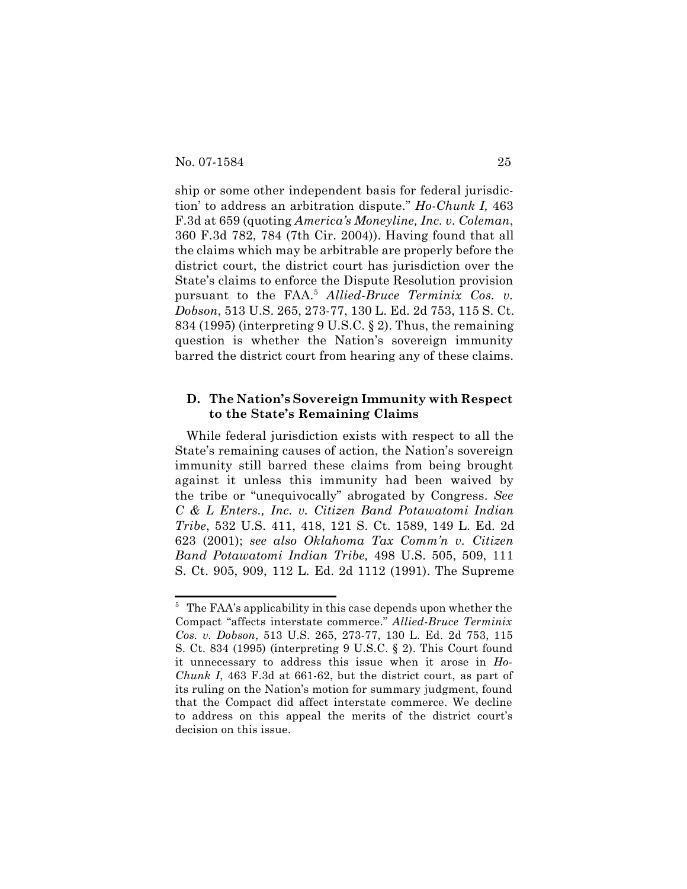ship or some other independent basis for federal jurisdiction' to address an arbitration dispute." *Ho-Chunk I,* 463 F.3d at 659 (quoting *America's Moneyline, Inc. v. Coleman*, 360 F.3d 782, 784 (7th Cir. 2004)). Having found that all the claims which may be arbitrable are properly before the district court, the district court has jurisdiction over the State's claims to enforce the Dispute Resolution provision pursuant to the FAA.[5] *Allied-Bruce Terminix Cos. v. Dobson*, 513 U.S. 265, 273-77, 130 L. Ed. 2d 753, 115 S. Ct. 834 (1995) (interpreting 9 U.S.C. § 2). Thus, the remaining question is whether the Nation's sovereign immunity barred the district court from hearing any of these claims.

### D. The Nation's Sovereign Immunity with Respect to the State's Remaining Claims

While federal jurisdiction exists with respect to all the State's remaining causes of action, the Nation's sovereign immunity still barred these claims from being brought against it unless this immunity had been waived by the tribe or "unequivocally" abrogated by Congress. *See C & L Enters., Inc. v. Citizen Band Potawatomi Indian Tribe*, 532 U.S. 411, 418, 121 S. Ct. 1589, 149 L. Ed. 2d 623 (2001); *see also Oklahoma Tax Comm'n v. Citizen Band Potawatomi Indian Tribe,* 498 U.S. 505, 509, 111 S. Ct. 905, 909, 112 L. Ed. 2d 1112 (1991). The Supreme

---

[5] The FAA's applicability in this case depends upon whether the Compact "affects interstate commerce." *Allied-Bruce Terminix Cos. v. Dobson*, 513 U.S. 265, 273-77, 130 L. Ed. 2d 753, 115 S. Ct. 834 (1995) (interpreting 9 U.S.C. § 2). This Court found it unnecessary to address this issue when it arose in *Ho-Chunk I*, 463 F.3d at 661-62, but the district court, as part of its ruling on the Nation's motion for summary judgment, found that the Compact did affect interstate commerce. We decline to address on this appeal the merits of the district court's decision on this issue.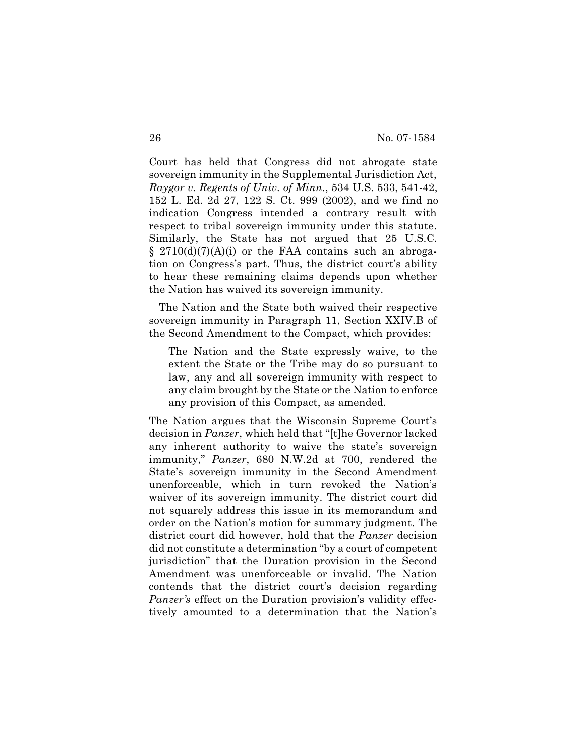Court has held that Congress did not abrogate state sovereign immunity in the Supplemental Jurisdiction Act, *Raygor v. Regents of Univ. of Minn.*, 534 U.S. 533, 541-42, 152 L. Ed. 2d 27, 122 S. Ct. 999 (2002), and we find no indication Congress intended a contrary result with respect to tribal sovereign immunity under this statute. Similarly, the State has not argued that 25 U.S.C. § 2710(d)(7)(A)(i) or the FAA contains such an abrogation on Congress's part. Thus, the district court's ability to hear these remaining claims depends upon whether the Nation has waived its sovereign immunity.

The Nation and the State both waived their respective sovereign immunity in Paragraph 11, Section XXIV.B of the Second Amendment to the Compact, which provides:

> The Nation and the State expressly waive, to the extent the State or the Tribe may do so pursuant to law, any and all sovereign immunity with respect to any claim brought by the State or the Nation to enforce any provision of this Compact, as amended.

The Nation argues that the Wisconsin Supreme Court's decision in *Panzer*, which held that "[t]he Governor lacked any inherent authority to waive the state's sovereign immunity," *Panzer*, 680 N.W.2d at 700, rendered the State's sovereign immunity in the Second Amendment unenforceable, which in turn revoked the Nation's waiver of its sovereign immunity. The district court did not squarely address this issue in its memorandum and order on the Nation's motion for summary judgment. The district court did however, hold that the *Panzer* decision did not constitute a determination "by a court of competent jurisdiction" that the Duration provision in the Second Amendment was unenforceable or invalid. The Nation contends that the district court's decision regarding *Panzer's* effect on the Duration provision's validity effectively amounted to a determination that the Nation's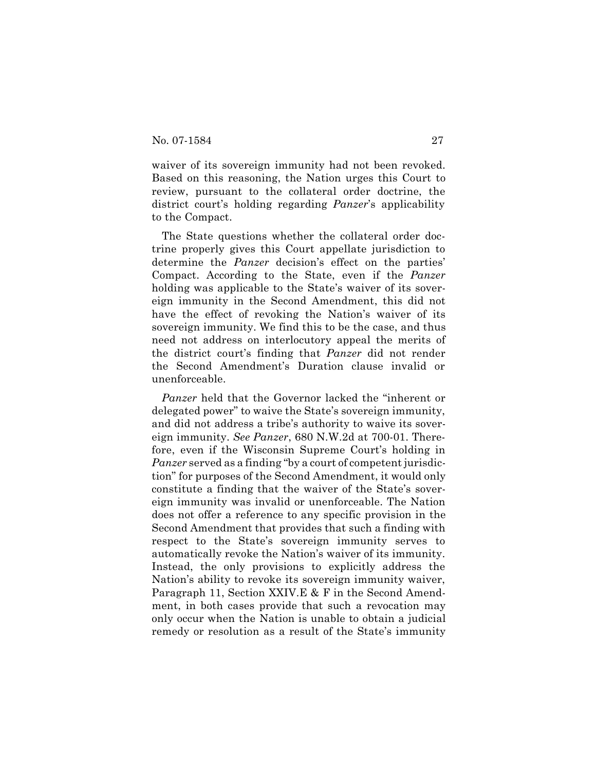waiver of its sovereign immunity had not been revoked. Based on this reasoning, the Nation urges this Court to review, pursuant to the collateral order doctrine, the district court's holding regarding *Panzer*'s applicability to the Compact.

The State questions whether the collateral order doctrine properly gives this Court appellate jurisdiction to determine the *Panzer* decision's effect on the parties' Compact. According to the State, even if the *Panzer* holding was applicable to the State's waiver of its sovereign immunity in the Second Amendment, this did not have the effect of revoking the Nation's waiver of its sovereign immunity. We find this to be the case, and thus need not address on interlocutory appeal the merits of the district court's finding that *Panzer* did not render the Second Amendment's Duration clause invalid or unenforceable.

*Panzer* held that the Governor lacked the "inherent or delegated power" to waive the State's sovereign immunity, and did not address a tribe's authority to waive its sovereign immunity. *See Panzer*, 680 N.W.2d at 700-01. Therefore, even if the Wisconsin Supreme Court's holding in *Panzer* served as a finding "by a court of competent jurisdiction" for purposes of the Second Amendment, it would only constitute a finding that the waiver of the State's sovereign immunity was invalid or unenforceable. The Nation does not offer a reference to any specific provision in the Second Amendment that provides that such a finding with respect to the State's sovereign immunity serves to automatically revoke the Nation's waiver of its immunity. Instead, the only provisions to explicitly address the Nation's ability to revoke its sovereign immunity waiver, Paragraph 11, Section XXIV.E & F in the Second Amendment, in both cases provide that such a revocation may only occur when the Nation is unable to obtain a judicial remedy or resolution as a result of the State's immunity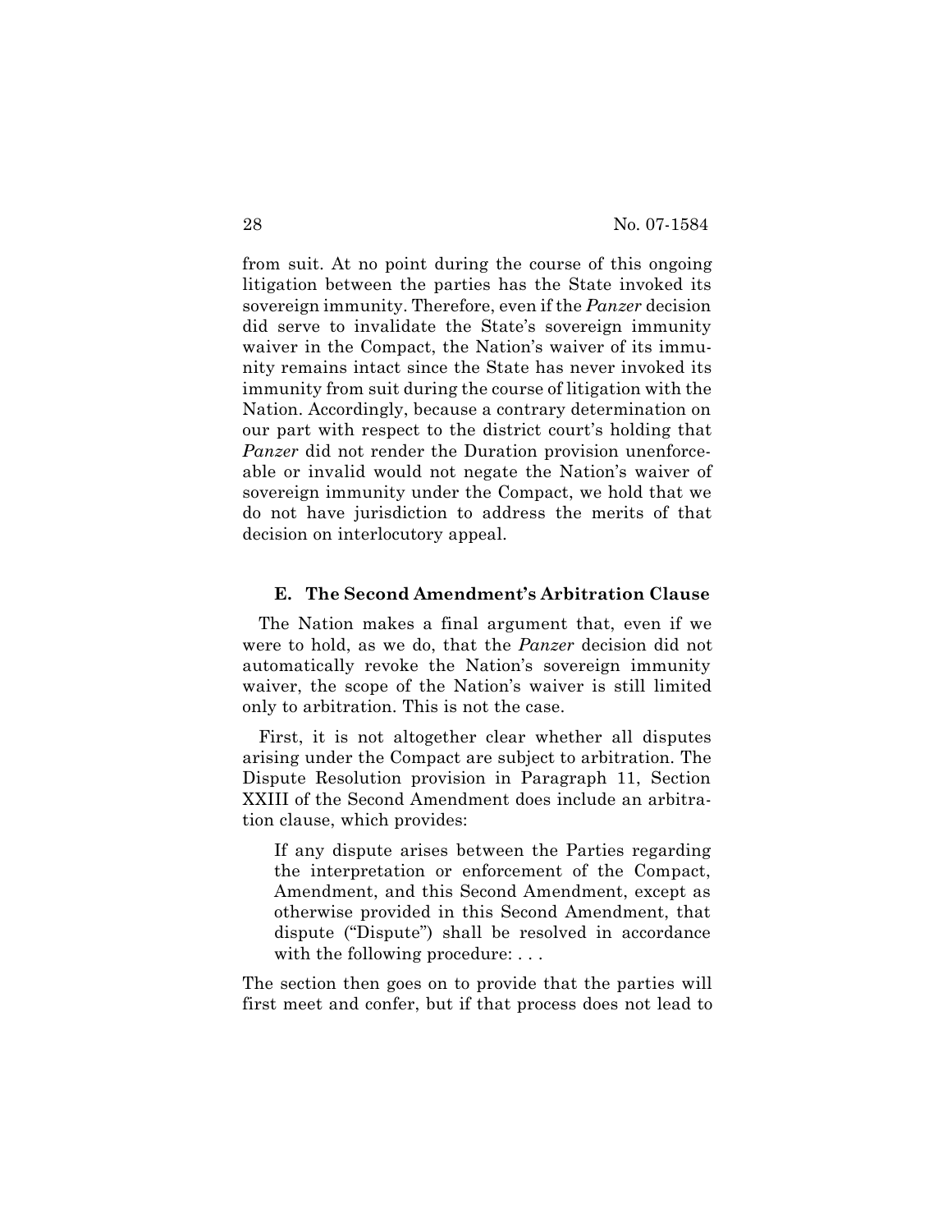from suit. At no point during the course of this ongoing litigation between the parties has the State invoked its sovereign immunity. Therefore, even if the *Panzer* decision did serve to invalidate the State's sovereign immunity waiver in the Compact, the Nation's waiver of its immunity remains intact since the State has never invoked its immunity from suit during the course of litigation with the Nation. Accordingly, because a contrary determination on our part with respect to the district court's holding that *Panzer* did not render the Duration provision unenforceable or invalid would not negate the Nation's waiver of sovereign immunity under the Compact, we hold that we do not have jurisdiction to address the merits of that decision on interlocutory appeal.

### E. The Second Amendment's Arbitration Clause

The Nation makes a final argument that, even if we were to hold, as we do, that the *Panzer* decision did not automatically revoke the Nation's sovereign immunity waiver, the scope of the Nation's waiver is still limited only to arbitration. This is not the case.

First, it is not altogether clear whether all disputes arising under the Compact are subject to arbitration. The Dispute Resolution provision in Paragraph 11, Section XXIII of the Second Amendment does include an arbitration clause, which provides:

> If any dispute arises between the Parties regarding the interpretation or enforcement of the Compact, Amendment, and this Second Amendment, except as otherwise provided in this Second Amendment, that dispute ("Dispute") shall be resolved in accordance with the following procedure: . . .

The section then goes on to provide that the parties will first meet and confer, but if that process does not lead to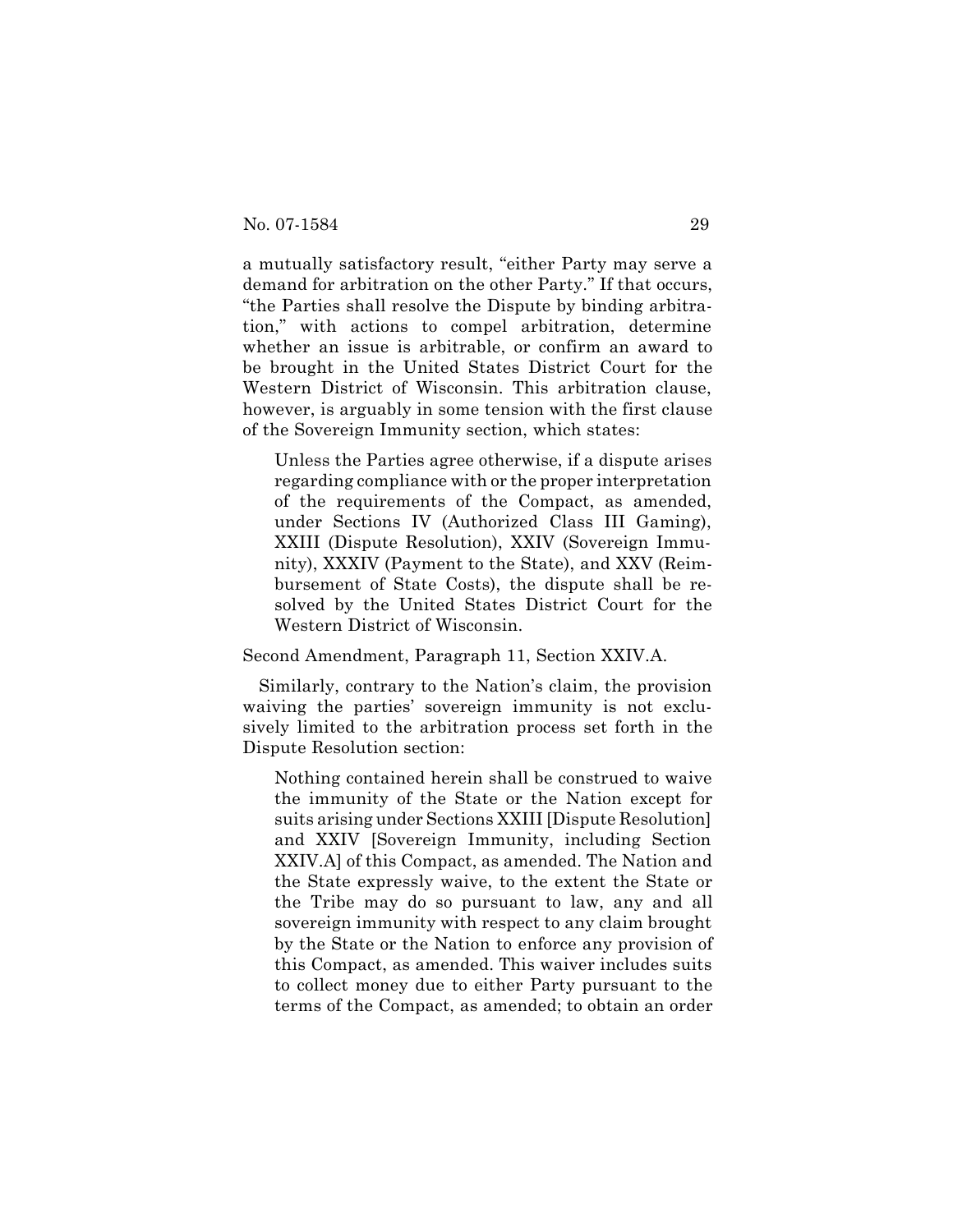a mutually satisfactory result, "either Party may serve a demand for arbitration on the other Party." If that occurs, "the Parties shall resolve the Dispute by binding arbitration," with actions to compel arbitration, determine whether an issue is arbitrable, or confirm an award to be brought in the United States District Court for the Western District of Wisconsin. This arbitration clause, however, is arguably in some tension with the first clause of the Sovereign Immunity section, which states:

> Unless the Parties agree otherwise, if a dispute arises regarding compliance with or the proper interpretation of the requirements of the Compact, as amended, under Sections IV (Authorized Class III Gaming), XXIII (Dispute Resolution), XXIV (Sovereign Immunity), XXXIV (Payment to the State), and XXV (Reimbursement of State Costs), the dispute shall be resolved by the United States District Court for the Western District of Wisconsin.

Second Amendment, Paragraph 11, Section XXIV.A.

Similarly, contrary to the Nation's claim, the provision waiving the parties' sovereign immunity is not exclusively limited to the arbitration process set forth in the Dispute Resolution section:

> Nothing contained herein shall be construed to waive the immunity of the State or the Nation except for suits arising under Sections XXIII [Dispute Resolution] and XXIV [Sovereign Immunity, including Section XXIV.A] of this Compact, as amended. The Nation and the State expressly waive, to the extent the State or the Tribe may do so pursuant to law, any and all sovereign immunity with respect to any claim brought by the State or the Nation to enforce any provision of this Compact, as amended. This waiver includes suits to collect money due to either Party pursuant to the terms of the Compact, as amended; to obtain an order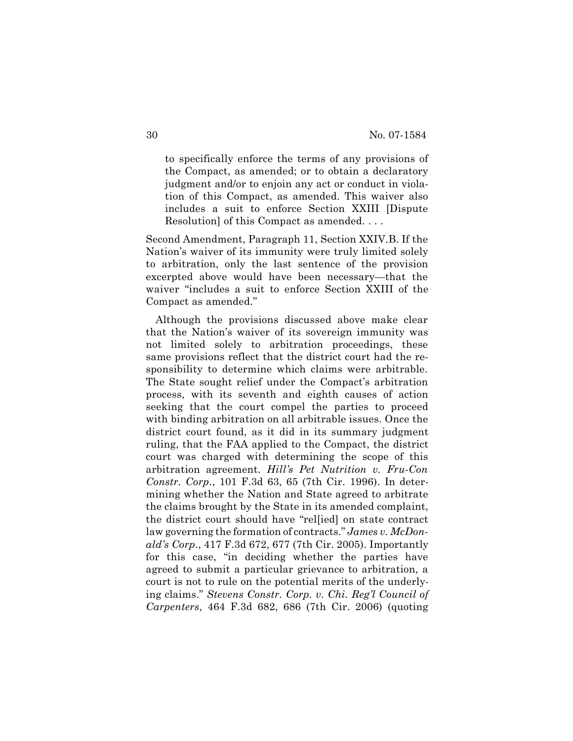> to specifically enforce the terms of any provisions of the Compact, as amended; or to obtain a declaratory judgment and/or to enjoin any act or conduct in violation of this Compact, as amended. This waiver also includes a suit to enforce Section XXIII [Dispute Resolution] of this Compact as amended. . . .

Second Amendment, Paragraph 11, Section XXIV.B. If the Nation's waiver of its immunity were truly limited solely to arbitration, only the last sentence of the provision excerpted above would have been necessary—that the waiver "includes a suit to enforce Section XXIII of the Compact as amended."

Although the provisions discussed above make clear that the Nation's waiver of its sovereign immunity was not limited solely to arbitration proceedings, these same provisions reflect that the district court had the responsibility to determine which claims were arbitrable. The State sought relief under the Compact's arbitration process, with its seventh and eighth causes of action seeking that the court compel the parties to proceed with binding arbitration on all arbitrable issues. Once the district court found, as it did in its summary judgment ruling, that the FAA applied to the Compact, the district court was charged with determining the scope of this arbitration agreement. *Hill's Pet Nutrition v. Fru-Con Constr. Corp.*, 101 F.3d 63, 65 (7th Cir. 1996). In determining whether the Nation and State agreed to arbitrate the claims brought by the State in its amended complaint, the district court should have "rel[ied] on state contract law governing the formation of contracts." *James v. McDonald's Corp.*, 417 F.3d 672, 677 (7th Cir. 2005). Importantly for this case, "in deciding whether the parties have agreed to submit a particular grievance to arbitration, a court is not to rule on the potential merits of the underlying claims." *Stevens Constr. Corp. v. Chi. Reg'l Council of Carpenters*, 464 F.3d 682, 686 (7th Cir. 2006) (quoting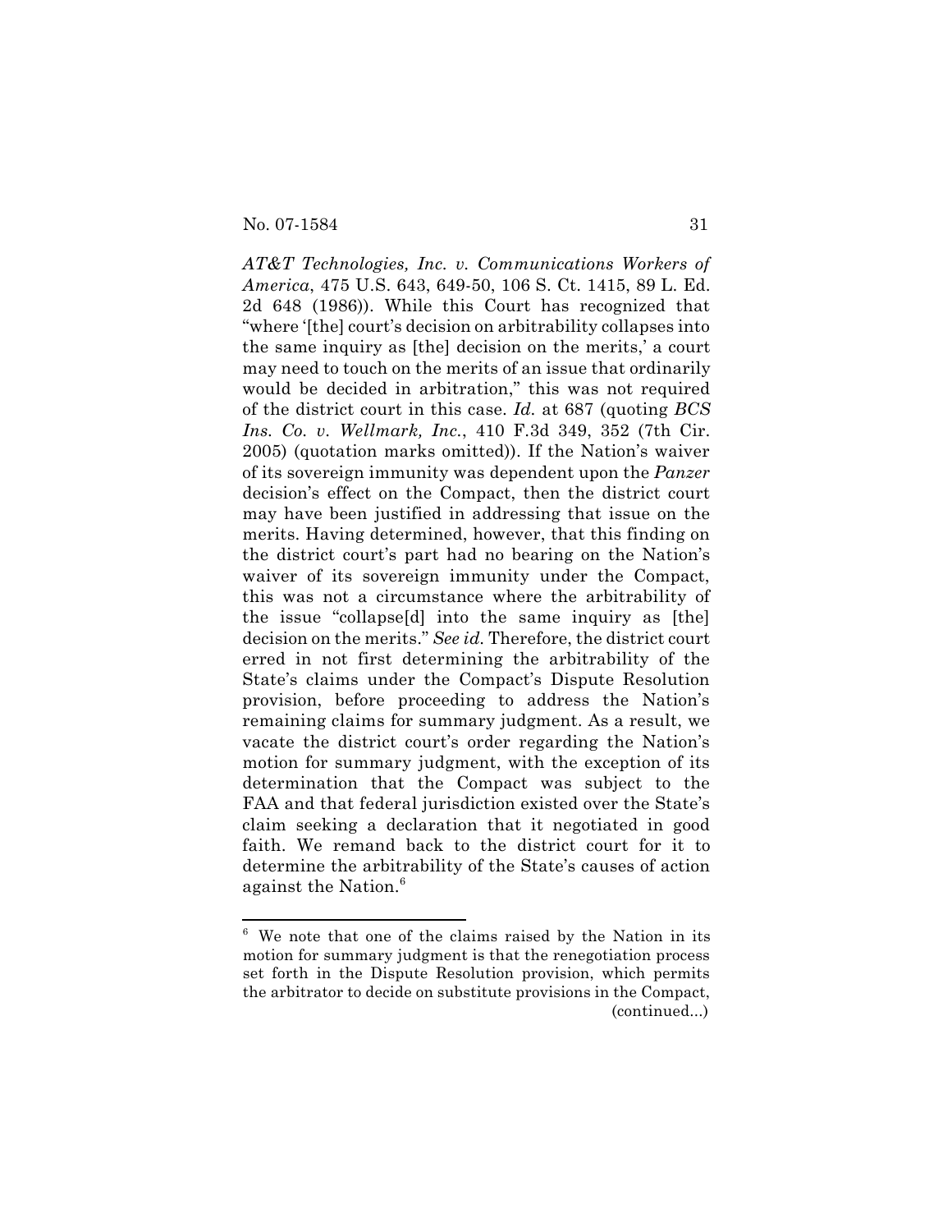*AT&T Technologies, Inc. v. Communications Workers of America*, 475 U.S. 643, 649-50, 106 S. Ct. 1415, 89 L. Ed. 2d 648 (1986)). While this Court has recognized that "where '[the] court's decision on arbitrability collapses into the same inquiry as [the] decision on the merits,' a court may need to touch on the merits of an issue that ordinarily would be decided in arbitration," this was not required of the district court in this case. *Id.* at 687 (quoting *BCS Ins. Co. v. Wellmark, Inc.*, 410 F.3d 349, 352 (7th Cir. 2005) (quotation marks omitted)). If the Nation's waiver of its sovereign immunity was dependent upon the *Panzer* decision's effect on the Compact, then the district court may have been justified in addressing that issue on the merits. Having determined, however, that this finding on the district court's part had no bearing on the Nation's waiver of its sovereign immunity under the Compact, this was not a circumstance where the arbitrability of the issue "collapse[d] into the same inquiry as [the] decision on the merits." *See id.* Therefore, the district court erred in not first determining the arbitrability of the State's claims under the Compact's Dispute Resolution provision, before proceeding to address the Nation's remaining claims for summary judgment. As a result, we vacate the district court's order regarding the Nation's motion for summary judgment, with the exception of its determination that the Compact was subject to the FAA and that federal jurisdiction existed over the State's claim seeking a declaration that it negotiated in good faith. We remand back to the district court for it to determine the arbitrability of the State's causes of action against the Nation.[6]

---

[6] We note that one of the claims raised by the Nation in its motion for summary judgment is that the renegotiation process set forth in the Dispute Resolution provision, which permits the arbitrator to decide on substitute provisions in the Compact, (continued...)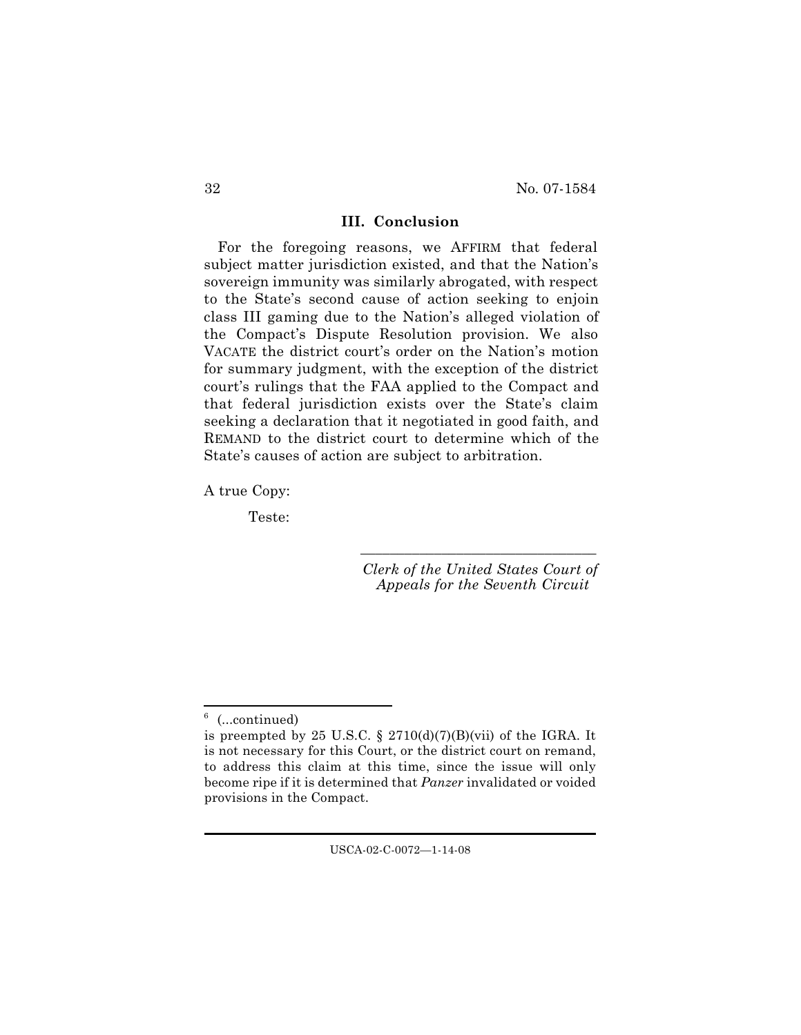### III. Conclusion

For the foregoing reasons, we AFFIRM that federal subject matter jurisdiction existed, and that the Nation's sovereign immunity was similarly abrogated, with respect to the State's second cause of action seeking to enjoin class III gaming due to the Nation's alleged violation of the Compact's Dispute Resolution provision. We also VACATE the district court's order on the Nation's motion for summary judgment, with the exception of the district court's rulings that the FAA applied to the Compact and that federal jurisdiction exists over the State's claim seeking a declaration that it negotiated in good faith, and REMAND to the district court to determine which of the State's causes of action are subject to arbitration.

A true Copy:

Teste:

________________________________

*Clerk of the United States Court of Appeals for the Seventh Circuit*

---

[6] (...continued)
is preempted by 25 U.S.C. § 2710(d)(7)(B)(vii) of the IGRA. It is not necessary for this Court, or the district court on remand, to address this claim at this time, since the issue will only become ripe if it is determined that *Panzer* invalidated or voided provisions in the Compact.

USCA-02-C-0072—1-14-08